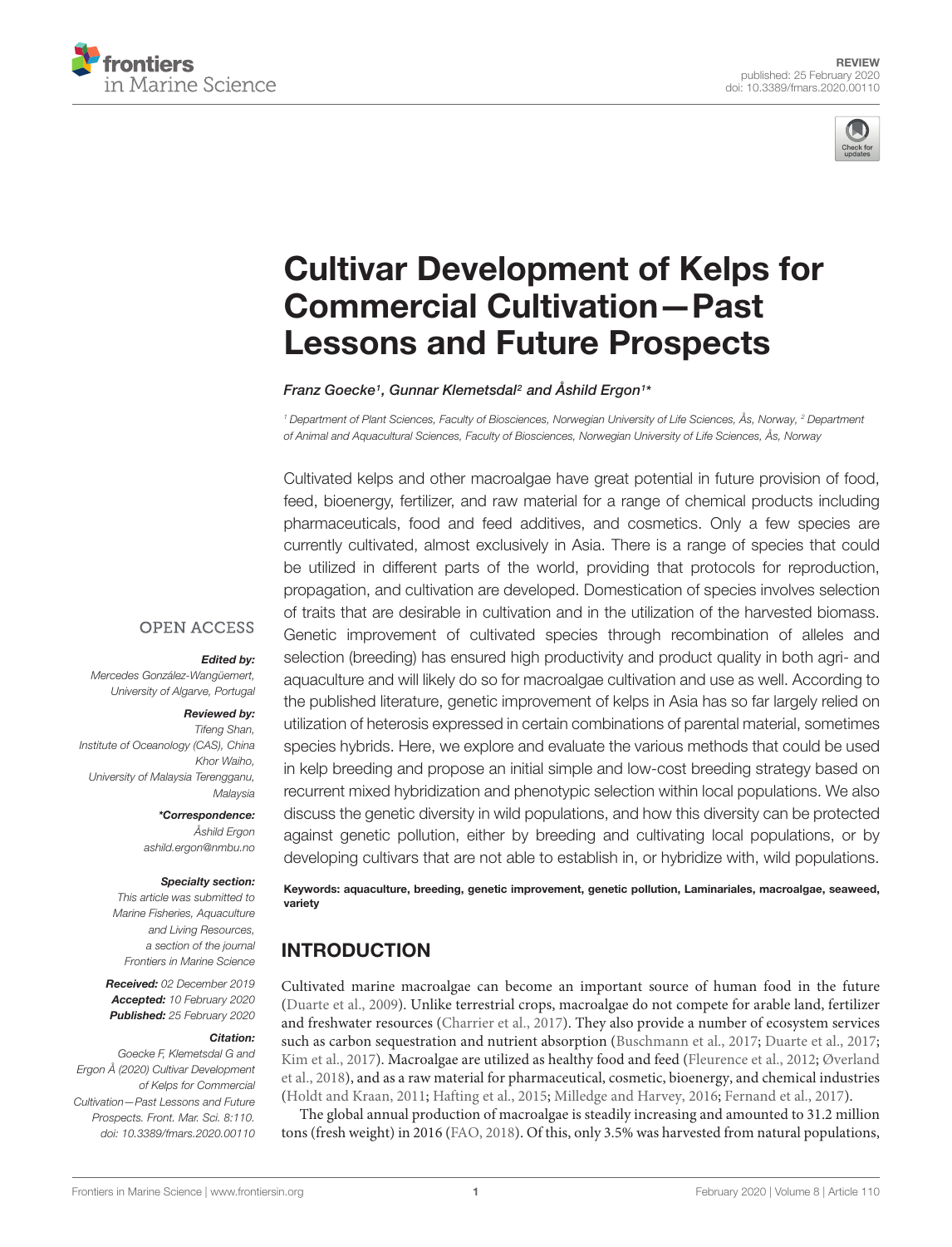REVIEW
published: 25 February 2020
doi: 10.3389/fmars.2020.00110

# Cultivar Development of Kelps for Commercial Cultivation—Past Lessons and Future Prospects

*Franz Goecke[1], Gunnar Klemetsdal[2] and Åshild Ergon[1]\**

[1] Department of Plant Sciences, Faculty of Biosciences, Norwegian University of Life Sciences, Ås, Norway, [2] Department of Animal and Aquacultural Sciences, Faculty of Biosciences, Norwegian University of Life Sciences, Ås, Norway

OPEN ACCESS

**Edited by:**
Mercedes González-Wangüemert, University of Algarve, Portugal

**Reviewed by:**
Tifeng Shan, Institute of Oceanology (CAS), China
Khor Waiho, University of Malaysia Terengganu, Malaysia

**\*Correspondence:**
Åshild Ergon
ashild.ergon@nmbu.no

**Specialty section:**
This article was submitted to Marine Fisheries, Aquaculture and Living Resources, a section of the journal Frontiers in Marine Science

**Received:** 02 December 2019
**Accepted:** 10 February 2020
**Published:** 25 February 2020

**Citation:**
Goecke F, Klemetsdal G and Ergon Å (2020) Cultivar Development of Kelps for Commercial Cultivation—Past Lessons and Future Prospects. Front. Mar. Sci. 8:110. doi: 10.3389/fmars.2020.00110

Cultivated kelps and other macroalgae have great potential in future provision of food, feed, bioenergy, fertilizer, and raw material for a range of chemical products including pharmaceuticals, food and feed additives, and cosmetics. Only a few species are currently cultivated, almost exclusively in Asia. There is a range of species that could be utilized in different parts of the world, providing that protocols for reproduction, propagation, and cultivation are developed. Domestication of species involves selection of traits that are desirable in cultivation and in the utilization of the harvested biomass. Genetic improvement of cultivated species through recombination of alleles and selection (breeding) has ensured high productivity and product quality in both agri- and aquaculture and will likely do so for macroalgae cultivation and use as well. According to the published literature, genetic improvement of kelps in Asia has so far largely relied on utilization of heterosis expressed in certain combinations of parental material, sometimes species hybrids. Here, we explore and evaluate the various methods that could be used in kelp breeding and propose an initial simple and low-cost breeding strategy based on recurrent mixed hybridization and phenotypic selection within local populations. We also discuss the genetic diversity in wild populations, and how this diversity can be protected against genetic pollution, either by breeding and cultivating local populations, or by developing cultivars that are not able to establish in, or hybridize with, wild populations.

**Keywords:** aquaculture, breeding, genetic improvement, genetic pollution, Laminariales, macroalgae, seaweed, variety

## INTRODUCTION

Cultivated marine macroalgae can become an important source of human food in the future (Duarte et al., 2009). Unlike terrestrial crops, macroalgae do not compete for arable land, fertilizer and freshwater resources (Charrier et al., 2017). They also provide a number of ecosystem services such as carbon sequestration and nutrient absorption (Buschmann et al., 2017; Duarte et al., 2017; Kim et al., 2017). Macroalgae are utilized as healthy food and feed (Fleurence et al., 2012; Øverland et al., 2018), and as a raw material for pharmaceutical, cosmetic, bioenergy, and chemical industries (Holdt and Kraan, 2011; Hafting et al., 2015; Milledge and Harvey, 2016; Fernand et al., 2017).

The global annual production of macroalgae is steadily increasing and amounted to 31.2 million tons (fresh weight) in 2016 (FAO, 2018). Of this, only 3.5% was harvested from natural populations,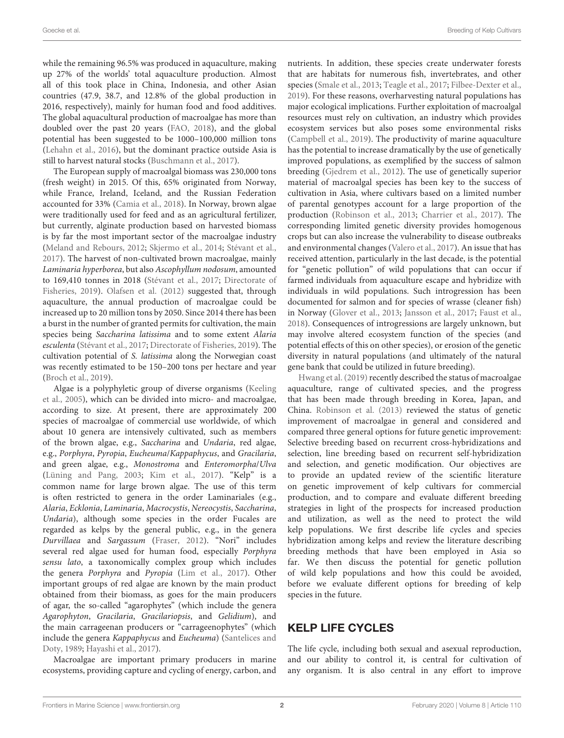while the remaining 96.5% was produced in aquaculture, making up 27% of the worlds' total aquaculture production. Almost all of this took place in China, Indonesia, and other Asian countries (47.9, 38.7, and 12.8% of the global production in 2016, respectively), mainly for human food and food additives. The global aquacultural production of macroalgae has more than doubled over the past 20 years (FAO, 2018), and the global potential has been suggested to be 1000–100,000 million tons (Lehahn et al., 2016), but the dominant practice outside Asia is still to harvest natural stocks (Buschmann et al., 2017).

The European supply of macroalgal biomass was 230,000 tons (fresh weight) in 2015. Of this, 65% originated from Norway, while France, Ireland, Iceland, and the Russian Federation accounted for 33% (Camia et al., 2018). In Norway, brown algae were traditionally used for feed and as an agricultural fertilizer, but currently, alginate production based on harvested biomass is by far the most important sector of the macroalgae industry (Meland and Rebours, 2012; Skjermo et al., 2014; Stévant et al., 2017). The harvest of non-cultivated brown macroalgae, mainly *Laminaria hyperborea*, but also *Ascophyllum nodosum*, amounted to 169,410 tonnes in 2018 (Stévant et al., 2017; Directorate of Fisheries, 2019). Olafsen et al. (2012) suggested that, through aquaculture, the annual production of macroalgae could be increased up to 20 million tons by 2050. Since 2014 there has been a burst in the number of granted permits for cultivation, the main species being *Saccharina latissima* and to some extent *Alaria esculenta* (Stévant et al., 2017; Directorate of Fisheries, 2019). The cultivation potential of *S. latissima* along the Norwegian coast was recently estimated to be 150–200 tons per hectare and year (Broch et al., 2019).

Algae is a polyphyletic group of diverse organisms (Keeling et al., 2005), which can be divided into micro- and macroalgae, according to size. At present, there are approximately 200 species of macroalgae of commercial use worldwide, of which about 10 genera are intensively cultivated, such as members of the brown algae, e.g., *Saccharina* and *Undaria*, red algae, e.g., *Porphyra*, *Pyropia*, *Eucheuma*/*Kappaphycus*, and *Gracilaria*, and green algae, e.g., *Monostroma* and *Enteromorpha*/*Ulva* (Lüning and Pang, 2003; Kim et al., 2017). "Kelp" is a common name for large brown algae. The use of this term is often restricted to genera in the order Laminariales (e.g., *Alaria*, *Ecklonia*, *Laminaria*, *Macrocystis*, *Nereocystis*, *Saccharina*, *Undaria*), although some species in the order Fucales are regarded as kelps by the general public, e.g., in the genera *Durvillaea* and *Sargassum* (Fraser, 2012). "Nori" includes several red algae used for human food, especially *Porphyra sensu lato*, a taxonomically complex group which includes the genera *Porphyra* and *Pyropia* (Lim et al., 2017). Other important groups of red algae are known by the main product obtained from their biomass, as goes for the main producers of agar, the so-called "agarophytes" (which include the genera *Agarophyton*, *Gracilaria*, *Gracilariopsis*, and *Gelidium*), and the main carrageenan producers or "carrageenophytes" (which include the genera *Kappaphycus* and *Eucheuma*) (Santelices and Doty, 1989; Hayashi et al., 2017).

Macroalgae are important primary producers in marine ecosystems, providing capture and cycling of energy, carbon, and nutrients. In addition, these species create underwater forests that are habitats for numerous fish, invertebrates, and other species (Smale et al., 2013; Teagle et al., 2017; Filbee-Dexter et al., 2019). For these reasons, overharvesting natural populations has major ecological implications. Further exploitation of macroalgal resources must rely on cultivation, an industry which provides ecosystem services but also poses some environmental risks (Campbell et al., 2019). The productivity of marine aquaculture has the potential to increase dramatically by the use of genetically improved populations, as exemplified by the success of salmon breeding (Gjedrem et al., 2012). The use of genetically superior material of macroalgal species has been key to the success of cultivation in Asia, where cultivars based on a limited number of parental genotypes account for a large proportion of the production (Robinson et al., 2013; Charrier et al., 2017). The corresponding limited genetic diversity provides homogenous crops but can also increase the vulnerability to disease outbreaks and environmental changes (Valero et al., 2017). An issue that has received attention, particularly in the last decade, is the potential for "genetic pollution" of wild populations that can occur if farmed individuals from aquaculture escape and hybridize with individuals in wild populations. Such introgression has been documented for salmon and for species of wrasse (cleaner fish) in Norway (Glover et al., 2013; Jansson et al., 2017; Faust et al., 2018). Consequences of introgressions are largely unknown, but may involve altered ecosystem function of the species (and potential effects of this on other species), or erosion of the genetic diversity in natural populations (and ultimately of the natural gene bank that could be utilized in future breeding).

Hwang et al. (2019) recently described the status of macroalgae aquaculture, range of cultivated species, and the progress that has been made through breeding in Korea, Japan, and China. Robinson et al. (2013) reviewed the status of genetic improvement of macroalgae in general and considered and compared three general options for future genetic improvement: Selective breeding based on recurrent cross-hybridizations and selection, line breeding based on recurrent self-hybridization and selection, and genetic modification. Our objectives are to provide an updated review of the scientific literature on genetic improvement of kelp cultivars for commercial production, and to compare and evaluate different breeding strategies in light of the prospects for increased production and utilization, as well as the need to protect the wild kelp populations. We first describe life cycles and species hybridization among kelps and review the literature describing breeding methods that have been employed in Asia so far. We then discuss the potential for genetic pollution of wild kelp populations and how this could be avoided, before we evaluate different options for breeding of kelp species in the future.

## KELP LIFE CYCLES

The life cycle, including both sexual and asexual reproduction, and our ability to control it, is central for cultivation of any organism. It is also central in any effort to improve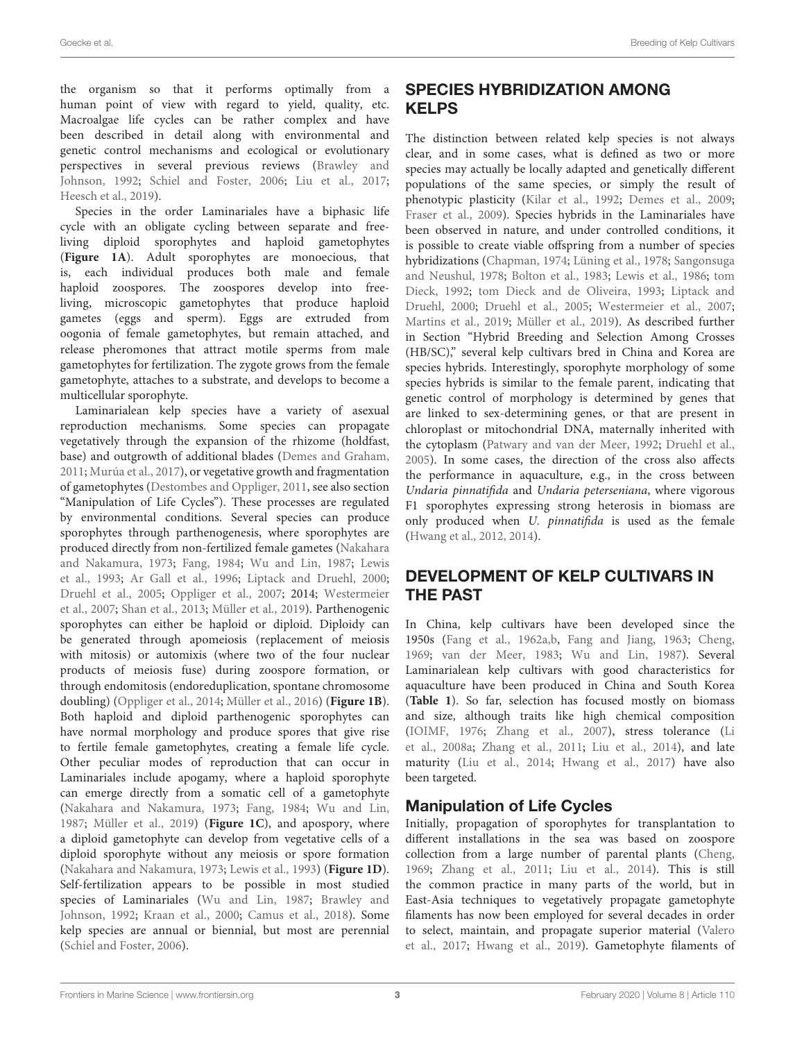the organism so that it performs optimally from a human point of view with regard to yield, quality, etc. Macroalgae life cycles can be rather complex and have been described in detail along with environmental and genetic control mechanisms and ecological or evolutionary perspectives in several previous reviews (Brawley and Johnson, 1992; Schiel and Foster, 2006; Liu et al., 2017; Heesch et al., 2019).

Species in the order Laminariales have a biphasic life cycle with an obligate cycling between separate and free-living diploid sporophytes and haploid gametophytes (**Figure 1A**). Adult sporophytes are monoecious, that is, each individual produces both male and female haploid zoospores. The zoospores develop into free-living, microscopic gametophytes that produce haploid gametes (eggs and sperm). Eggs are extruded from oogonia of female gametophytes, but remain attached, and release pheromones that attract motile sperms from male gametophytes for fertilization. The zygote grows from the female gametophyte, attaches to a substrate, and develops to become a multicellular sporophyte.

Laminarialean kelp species have a variety of asexual reproduction mechanisms. Some species can propagate vegetatively through the expansion of the rhizome (holdfast, base) and outgrowth of additional blades (Demes and Graham, 2011; Murúa et al., 2017), or vegetative growth and fragmentation of gametophytes (Destombes and Oppliger, 2011, see also section "Manipulation of Life Cycles"). These processes are regulated by environmental conditions. Several species can produce sporophytes through parthenogenesis, where sporophytes are produced directly from non-fertilized female gametes (Nakahara and Nakamura, 1973; Fang, 1984; Wu and Lin, 1987; Lewis et al., 1993; Ar Gall et al., 1996; Liptack and Druehl, 2000; Druehl et al., 2005; Oppliger et al., 2007; 2014; Westermeier et al., 2007; Shan et al., 2013; Müller et al., 2019). Parthenogenic sporophytes can either be haploid or diploid. Diploidy can be generated through apomeiosis (replacement of meiosis with mitosis) or automixis (where two of the four nuclear products of meiosis fuse) during zoospore formation, or through endomitosis (endoreduplication, spontane chromosome doubling) (Oppliger et al., 2014; Müller et al., 2016) (**Figure 1B**). Both haploid and diploid parthenogenic sporophytes can have normal morphology and produce spores that give rise to fertile female gametophytes, creating a female life cycle. Other peculiar modes of reproduction that can occur in Laminariales include apogamy, where a haploid sporophyte can emerge directly from a somatic cell of a gametophyte (Nakahara and Nakamura, 1973; Fang, 1984; Wu and Lin, 1987; Müller et al., 2019) (**Figure 1C**), and apospory, where a diploid gametophyte can develop from vegetative cells of a diploid sporophyte without any meiosis or spore formation (Nakahara and Nakamura, 1973; Lewis et al., 1993) (**Figure 1D**). Self-fertilization appears to be possible in most studied species of Laminariales (Wu and Lin, 1987; Brawley and Johnson, 1992; Kraan et al., 2000; Camus et al., 2018). Some kelp species are annual or biennial, but most are perennial (Schiel and Foster, 2006).

## SPECIES HYBRIDIZATION AMONG KELPS

The distinction between related kelp species is not always clear, and in some cases, what is defined as two or more species may actually be locally adapted and genetically different populations of the same species, or simply the result of phenotypic plasticity (Kilar et al., 1992; Demes et al., 2009; Fraser et al., 2009). Species hybrids in the Laminariales have been observed in nature, and under controlled conditions, it is possible to create viable offspring from a number of species hybridizations (Chapman, 1974; Lüning et al., 1978; Sangonsuga and Neushul, 1978; Bolton et al., 1983; Lewis et al., 1986; tom Dieck, 1992; tom Dieck and de Oliveira, 1993; Liptack and Druehl, 2000; Druehl et al., 2005; Westermeier et al., 2007; Martins et al., 2019; Müller et al., 2019). As described further in Section "Hybrid Breeding and Selection Among Crosses (HB/SC)," several kelp cultivars bred in China and Korea are species hybrids. Interestingly, sporophyte morphology of some species hybrids is similar to the female parent, indicating that genetic control of morphology is determined by genes that are linked to sex-determining genes, or that are present in chloroplast or mitochondrial DNA, maternally inherited with the cytoplasm (Patwary and van der Meer, 1992; Druehl et al., 2005). In some cases, the direction of the cross also affects the performance in aquaculture, e.g., in the cross between *Undaria pinnatifida* and *Undaria peterseniana*, where vigorous F1 sporophytes expressing strong heterosis in biomass are only produced when *U. pinnatifida* is used as the female (Hwang et al., 2012, 2014).

## DEVELOPMENT OF KELP CULTIVARS IN THE PAST

In China, kelp cultivars have been developed since the 1950s (Fang et al., 1962a,b, Fang and Jiang, 1963; Cheng, 1969; van der Meer, 1983; Wu and Lin, 1987). Several Laminarialean kelp cultivars with good characteristics for aquaculture have been produced in China and South Korea (**Table 1**). So far, selection has focused mostly on biomass and size, although traits like high chemical composition (IOIMF, 1976; Zhang et al., 2007), stress tolerance (Li et al., 2008a; Zhang et al., 2011; Liu et al., 2014), and late maturity (Liu et al., 2014; Hwang et al., 2017) have also been targeted.

### Manipulation of Life Cycles

Initially, propagation of sporophytes for transplantation to different installations in the sea was based on zoospore collection from a large number of parental plants (Cheng, 1969; Zhang et al., 2011; Liu et al., 2014). This is still the common practice in many parts of the world, but in East-Asia techniques to vegetatively propagate gametophyte filaments has now been employed for several decades in order to select, maintain, and propagate superior material (Valero et al., 2017; Hwang et al., 2019). Gametophyte filaments of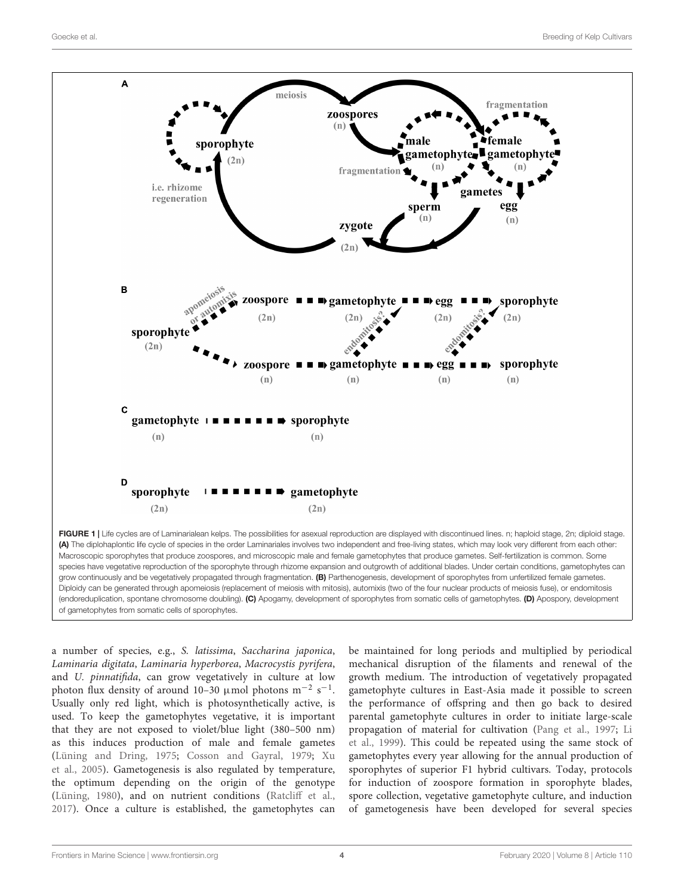**FIGURE 1 |** Life cycles are of Laminarialean kelps. The possibilities for asexual reproduction are displayed with discontinued lines. n; haploid stage, 2n; diploid stage. **(A)** The diplohaplontic life cycle of species in the order Laminariales involves two independent and free-living states, which may look very different from each other: Macroscopic sporophytes that produce zoospores, and microscopic male and female gametophytes that produce gametes. Self-fertilization is common. Some species have vegetative reproduction of the sporophyte through rhizome expansion and outgrowth of additional blades. Under certain conditions, gametophytes can grow continuously and be vegetatively propagated through fragmentation. **(B)** Parthenogenesis, development of sporophytes from unfertilized female gametes. Diploidy can be generated through apomeiosis (replacement of meiosis with mitosis), automixis (two of the four nuclear products of meiosis fuse), or endomitosis (endoreduplication, spontane chromosome doubling). **(C)** Apogamy, development of sporophytes from somatic cells of gametophytes. **(D)** Apospory, development of gametophytes from somatic cells of sporophytes.

a number of species, e.g., *S. latissima*, *Saccharina japonica*, *Laminaria digitata*, *Laminaria hyperborea*, *Macrocystis pyrifera*, and *U. pinnatifida*, can grow vegetatively in culture at low photon flux density of around 10–30 μmol photons $m^{-2}$ $s^{-1}$. Usually only red light, which is photosynthetically active, is used. To keep the gametophytes vegetative, it is important that they are not exposed to violet/blue light (380–500 nm) as this induces production of male and female gametes (Lüning and Dring, 1975; Cosson and Gayral, 1979; Xu et al., 2005). Gametogenesis is also regulated by temperature, the optimum depending on the origin of the genotype (Lüning, 1980), and on nutrient conditions (Ratcliff et al., 2017). Once a culture is established, the gametophytes can be maintained for long periods and multiplied by periodical mechanical disruption of the filaments and renewal of the growth medium. The introduction of vegetatively propagated gametophyte cultures in East-Asia made it possible to screen the performance of offspring and then go back to desired parental gametophyte cultures in order to initiate large-scale propagation of material for cultivation (Pang et al., 1997; Li et al., 1999). This could be repeated using the same stock of gametophytes every year allowing for the annual production of sporophytes of superior F1 hybrid cultivars. Today, protocols for induction of zoospore formation in sporophyte blades, spore collection, vegetative gametophyte culture, and induction of gametogenesis have been developed for several species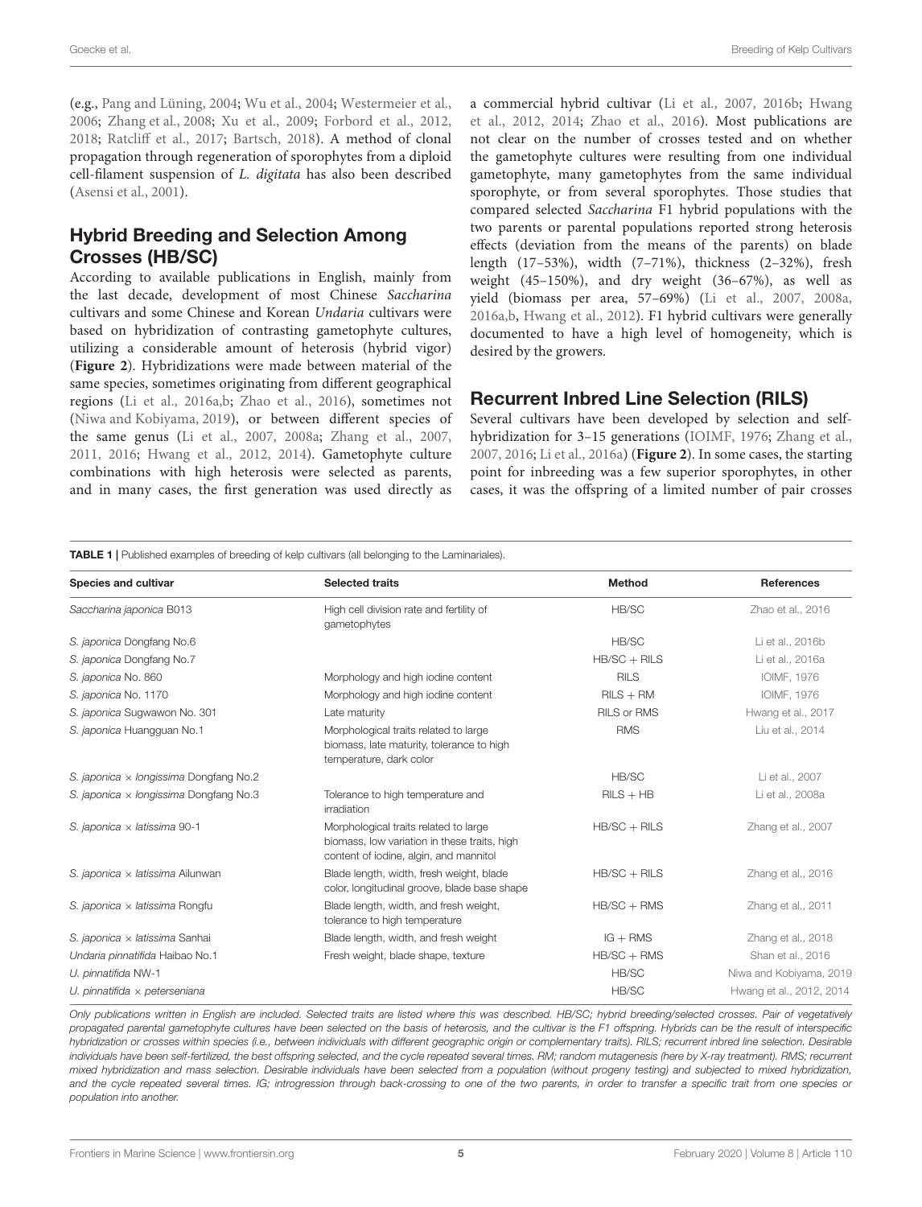(e.g., Pang and Lüning, 2004; Wu et al., 2004; Westermeier et al., 2006; Zhang et al., 2008; Xu et al., 2009; Forbord et al., 2012, 2018; Ratcliff et al., 2017; Bartsch, 2018). A method of clonal propagation through regeneration of sporophytes from a diploid cell-filament suspension of *L. digitata* has also been described (Asensi et al., 2001).

## Hybrid Breeding and Selection Among Crosses (HB/SC)

According to available publications in English, mainly from the last decade, development of most Chinese *Saccharina* cultivars and some Chinese and Korean *Undaria* cultivars were based on hybridization of contrasting gametophyte cultures, utilizing a considerable amount of heterosis (hybrid vigor) (**Figure 2**). Hybridizations were made between material of the same species, sometimes originating from different geographical regions (Li et al., 2016a,b; Zhao et al., 2016), sometimes not (Niwa and Kobiyama, 2019), or between different species of the same genus (Li et al., 2007, 2008a; Zhang et al., 2007, 2011, 2016; Hwang et al., 2012, 2014). Gametophyte culture combinations with high heterosis were selected as parents, and in many cases, the first generation was used directly as a commercial hybrid cultivar (Li et al., 2007, 2016b; Hwang et al., 2012, 2014; Zhao et al., 2016). Most publications are not clear on the number of crosses tested and on whether the gametophyte cultures were resulting from one individual gametophyte, many gametophytes from the same individual sporophyte, or from several sporophytes. Those studies that compared selected *Saccharina* F1 hybrid populations with the two parents or parental populations reported strong heterosis effects (deviation from the means of the parents) on blade length (17–53%), width (7–71%), thickness (2–32%), fresh weight (45–150%), and dry weight (36–67%), as well as yield (biomass per area, 57–69%) (Li et al., 2007, 2008a, 2016a,b, Hwang et al., 2012). F1 hybrid cultivars were generally documented to have a high level of homogeneity, which is desired by the growers.

## Recurrent Inbred Line Selection (RILS)

Several cultivars have been developed by selection and self-hybridization for 3–15 generations (IOIMF, 1976; Zhang et al., 2007, 2016; Li et al., 2016a) (**Figure 2**). In some cases, the starting point for inbreeding was a few superior sporophytes, in other cases, it was the offspring of a limited number of pair crosses

**TABLE 1** | Published examples of breeding of kelp cultivars (all belonging to the Laminariales).

| Species and cultivar | Selected traits | Method | References |
|---|---|---|---|
| *Saccharina japonica* B013 | High cell division rate and fertility of gametophytes | HB/SC | Zhao et al., 2016 |
| *S. japonica* Dongfang No.6 | | HB/SC | Li et al., 2016b |
| *S. japonica* Dongfang No.7 | | HB/SC + RILS | Li et al., 2016a |
| *S. japonica* No. 860 | Morphology and high iodine content | RILS | IOIMF, 1976 |
| *S. japonica* No. 1170 | Morphology and high iodine content | RILS + RM | IOIMF, 1976 |
| *S. japonica* Sugwawon No. 301 | Late maturity | RILS or RMS | Hwang et al., 2017 |
| *S. japonica* Huangguan No.1 | Morphological traits related to large biomass, late maturity, tolerance to high temperature, dark color | RMS | Liu et al., 2014 |
| *S. japonica* × *longissima* Dongfang No.2 | | HB/SC | Li et al., 2007 |
| *S. japonica* × *longissima* Dongfang No.3 | Tolerance to high temperature and irradiation | RILS + HB | Li et al., 2008a |
| *S. japonica* × *latissima* 90-1 | Morphological traits related to large biomass, low variation in these traits, high content of iodine, algin, and mannitol | HB/SC + RILS | Zhang et al., 2007 |
| *S. japonica* × *latissima* Ailunwan | Blade length, width, fresh weight, blade color, longitudinal groove, blade base shape | HB/SC + RILS | Zhang et al., 2016 |
| *S. japonica* × *latissima* Rongfu | Blade length, width, and fresh weight, tolerance to high temperature | HB/SC + RMS | Zhang et al., 2011 |
| *S. japonica* × *latissima* Sanhai | Blade length, width, and fresh weight | IG + RMS | Zhang et al., 2018 |
| *Undaria pinnatifida* Haibao No.1 | Fresh weight, blade shape, texture | HB/SC + RMS | Shan et al., 2016 |
| *U. pinnatifida* NW-1 | | HB/SC | Niwa and Kobiyama, 2019 |
| *U. pinnatifida* × *peterseniana* | | HB/SC | Hwang et al., 2012, 2014 |

*Only publications written in English are included. Selected traits are listed where this was described. HB/SC; hybrid breeding/selected crosses. Pair of vegetatively propagated parental gametophyte cultures have been selected on the basis of heterosis, and the cultivar is the F1 offspring. Hybrids can be the result of interspecific hybridization or crosses within species (i.e., between individuals with different geographic origin or complementary traits). RILS; recurrent inbred line selection. Desirable individuals have been self-fertilized, the best offspring selected, and the cycle repeated several times. RM; random mutagenesis (here by X-ray treatment). RMS; recurrent mixed hybridization and mass selection. Desirable individuals have been selected from a population (without progeny testing) and subjected to mixed hybridization, and the cycle repeated several times. IG; introgression through back-crossing to one of the two parents, in order to transfer a specific trait from one species or population into another.*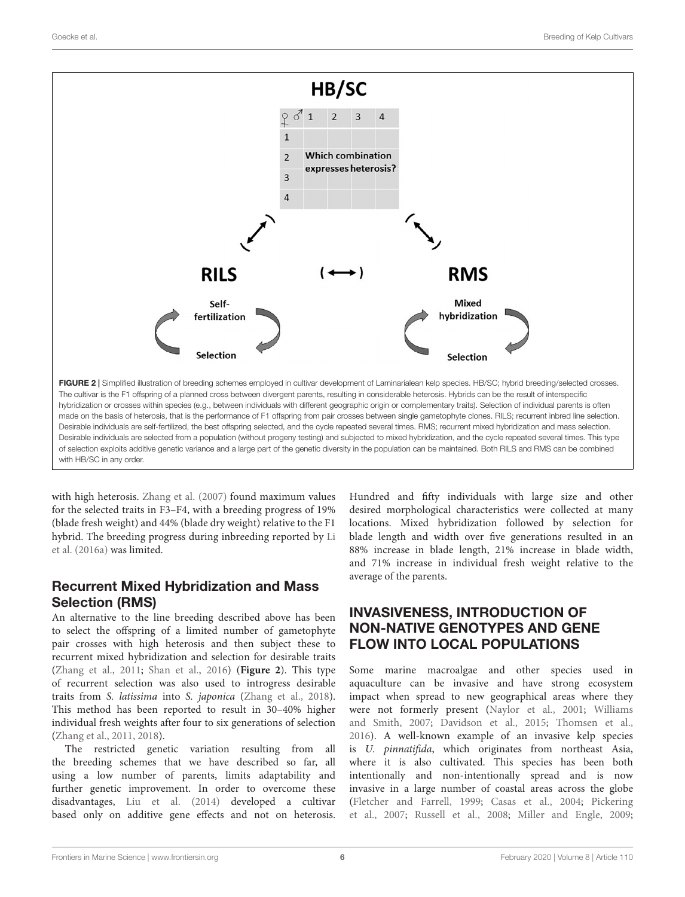FIGURE 2 | Simplified illustration of breeding schemes employed in cultivar development of Laminarialean kelp species. HB/SC; hybrid breeding/selected crosses. The cultivar is the F1 offspring of a planned cross between divergent parents, resulting in considerable heterosis. Hybrids can be the result of interspecific hybridization or crosses within species (e.g., between individuals with different geographic origin or complementary traits). Selection of individual parents is often made on the basis of heterosis, that is the performance of F1 offspring from pair crosses between single gametophyte clones. RILS; recurrent inbred line selection. Desirable individuals are self-fertilized, the best offspring selected, and the cycle repeated several times. RMS; recurrent mixed hybridization and mass selection. Desirable individuals are selected from a population (without progeny testing) and subjected to mixed hybridization, and the cycle repeated several times. This type of selection exploits additive genetic variance and a large part of the genetic diversity in the population can be maintained. Both RILS and RMS can be combined with HB/SC in any order.

with high heterosis. Zhang et al. (2007) found maximum values for the selected traits in F3–F4, with a breeding progress of 19% (blade fresh weight) and 44% (blade dry weight) relative to the F1 hybrid. The breeding progress during inbreeding reported by Li et al. (2016a) was limited.

## Recurrent Mixed Hybridization and Mass Selection (RMS)

An alternative to the line breeding described above has been to select the offspring of a limited number of gametophyte pair crosses with high heterosis and then subject these to recurrent mixed hybridization and selection for desirable traits (Zhang et al., 2011; Shan et al., 2016) (**Figure 2**). This type of recurrent selection was also used to introgress desirable traits from *S. latissima* into *S. japonica* (Zhang et al., 2018). This method has been reported to result in 30–40% higher individual fresh weights after four to six generations of selection (Zhang et al., 2011, 2018).

The restricted genetic variation resulting from all the breeding schemes that we have described so far, all using a low number of parents, limits adaptability and further genetic improvement. In order to overcome these disadvantages, Liu et al. (2014) developed a cultivar based only on additive gene effects and not on heterosis. Hundred and fifty individuals with large size and other desired morphological characteristics were collected at many locations. Mixed hybridization followed by selection for blade length and width over five generations resulted in an 88% increase in blade length, 21% increase in blade width, and 71% increase in individual fresh weight relative to the average of the parents.

## INVASIVENESS, INTRODUCTION OF NON-NATIVE GENOTYPES AND GENE FLOW INTO LOCAL POPULATIONS

Some marine macroalgae and other species used in aquaculture can be invasive and have strong ecosystem impact when spread to new geographical areas where they were not formerly present (Naylor et al., 2001; Williams and Smith, 2007; Davidson et al., 2015; Thomsen et al., 2016). A well-known example of an invasive kelp species is *U. pinnatifida*, which originates from northeast Asia, where it is also cultivated. This species has been both intentionally and non-intentionally spread and is now invasive in a large number of coastal areas across the globe (Fletcher and Farrell, 1999; Casas et al., 2004; Pickering et al., 2007; Russell et al., 2008; Miller and Engle, 2009;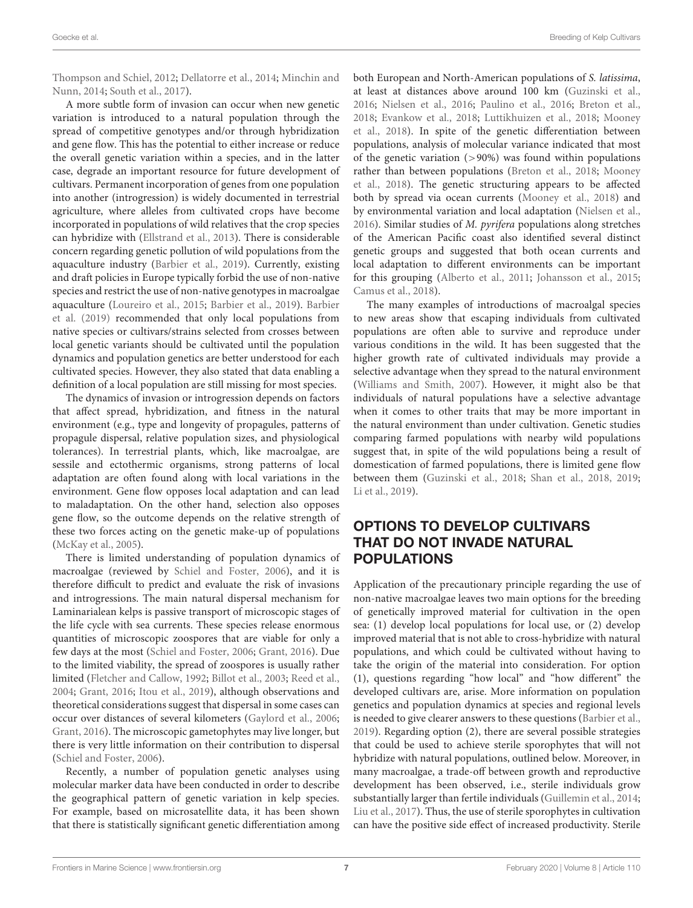Thompson and Schiel, 2012; Dellatorre et al., 2014; Minchin and Nunn, 2014; South et al., 2017).

A more subtle form of invasion can occur when new genetic variation is introduced to a natural population through the spread of competitive genotypes and/or through hybridization and gene flow. This has the potential to either increase or reduce the overall genetic variation within a species, and in the latter case, degrade an important resource for future development of cultivars. Permanent incorporation of genes from one population into another (introgression) is widely documented in terrestrial agriculture, where alleles from cultivated crops have become incorporated in populations of wild relatives that the crop species can hybridize with (Ellstrand et al., 2013). There is considerable concern regarding genetic pollution of wild populations from the aquaculture industry (Barbier et al., 2019). Currently, existing and draft policies in Europe typically forbid the use of non-native species and restrict the use of non-native genotypes in macroalgae aquaculture (Loureiro et al., 2015; Barbier et al., 2019). Barbier et al. (2019) recommended that only local populations from native species or cultivars/strains selected from crosses between local genetic variants should be cultivated until the population dynamics and population genetics are better understood for each cultivated species. However, they also stated that data enabling a definition of a local population are still missing for most species.

The dynamics of invasion or introgression depends on factors that affect spread, hybridization, and fitness in the natural environment (e.g., type and longevity of propagules, patterns of propagule dispersal, relative population sizes, and physiological tolerances). In terrestrial plants, which, like macroalgae, are sessile and ectothermic organisms, strong patterns of local adaptation are often found along with local variations in the environment. Gene flow opposes local adaptation and can lead to maladaptation. On the other hand, selection also opposes gene flow, so the outcome depends on the relative strength of these two forces acting on the genetic make-up of populations (McKay et al., 2005).

There is limited understanding of population dynamics of macroalgae (reviewed by Schiel and Foster, 2006), and it is therefore difficult to predict and evaluate the risk of invasions and introgressions. The main natural dispersal mechanism for Laminarialean kelps is passive transport of microscopic stages of the life cycle with sea currents. These species release enormous quantities of microscopic zoospores that are viable for only a few days at the most (Schiel and Foster, 2006; Grant, 2016). Due to the limited viability, the spread of zoospores is usually rather limited (Fletcher and Callow, 1992; Billot et al., 2003; Reed et al., 2004; Grant, 2016; Itou et al., 2019), although observations and theoretical considerations suggest that dispersal in some cases can occur over distances of several kilometers (Gaylord et al., 2006; Grant, 2016). The microscopic gametophytes may live longer, but there is very little information on their contribution to dispersal (Schiel and Foster, 2006).

Recently, a number of population genetic analyses using molecular marker data have been conducted in order to describe the geographical pattern of genetic variation in kelp species. For example, based on microsatellite data, it has been shown that there is statistically significant genetic differentiation among both European and North-American populations of *S. latissima*, at least at distances above around 100 km (Guzinski et al., 2016; Nielsen et al., 2016; Paulino et al., 2016; Breton et al., 2018; Evankow et al., 2018; Luttikhuizen et al., 2018; Mooney et al., 2018). In spite of the genetic differentiation between populations, analysis of molecular variance indicated that most of the genetic variation (>90%) was found within populations rather than between populations (Breton et al., 2018; Mooney et al., 2018). The genetic structuring appears to be affected both by spread via ocean currents (Mooney et al., 2018) and by environmental variation and local adaptation (Nielsen et al., 2016). Similar studies of *M. pyrifera* populations along stretches of the American Pacific coast also identified several distinct genetic groups and suggested that both ocean currents and local adaptation to different environments can be important for this grouping (Alberto et al., 2011; Johansson et al., 2015; Camus et al., 2018).

The many examples of introductions of macroalgal species to new areas show that escaping individuals from cultivated populations are often able to survive and reproduce under various conditions in the wild. It has been suggested that the higher growth rate of cultivated individuals may provide a selective advantage when they spread to the natural environment (Williams and Smith, 2007). However, it might also be that individuals of natural populations have a selective advantage when it comes to other traits that may be more important in the natural environment than under cultivation. Genetic studies comparing farmed populations with nearby wild populations suggest that, in spite of the wild populations being a result of domestication of farmed populations, there is limited gene flow between them (Guzinski et al., 2018; Shan et al., 2018, 2019; Li et al., 2019).

## OPTIONS TO DEVELOP CULTIVARS THAT DO NOT INVADE NATURAL POPULATIONS

Application of the precautionary principle regarding the use of non-native macroalgae leaves two main options for the breeding of genetically improved material for cultivation in the open sea: (1) develop local populations for local use, or (2) develop improved material that is not able to cross-hybridize with natural populations, and which could be cultivated without having to take the origin of the material into consideration. For option (1), questions regarding "how local" and "how different" the developed cultivars are, arise. More information on population genetics and population dynamics at species and regional levels is needed to give clearer answers to these questions (Barbier et al., 2019). Regarding option (2), there are several possible strategies that could be used to achieve sterile sporophytes that will not hybridize with natural populations, outlined below. Moreover, in many macroalgae, a trade-off between growth and reproductive development has been observed, i.e., sterile individuals grow substantially larger than fertile individuals (Guillemin et al., 2014; Liu et al., 2017). Thus, the use of sterile sporophytes in cultivation can have the positive side effect of increased productivity. Sterile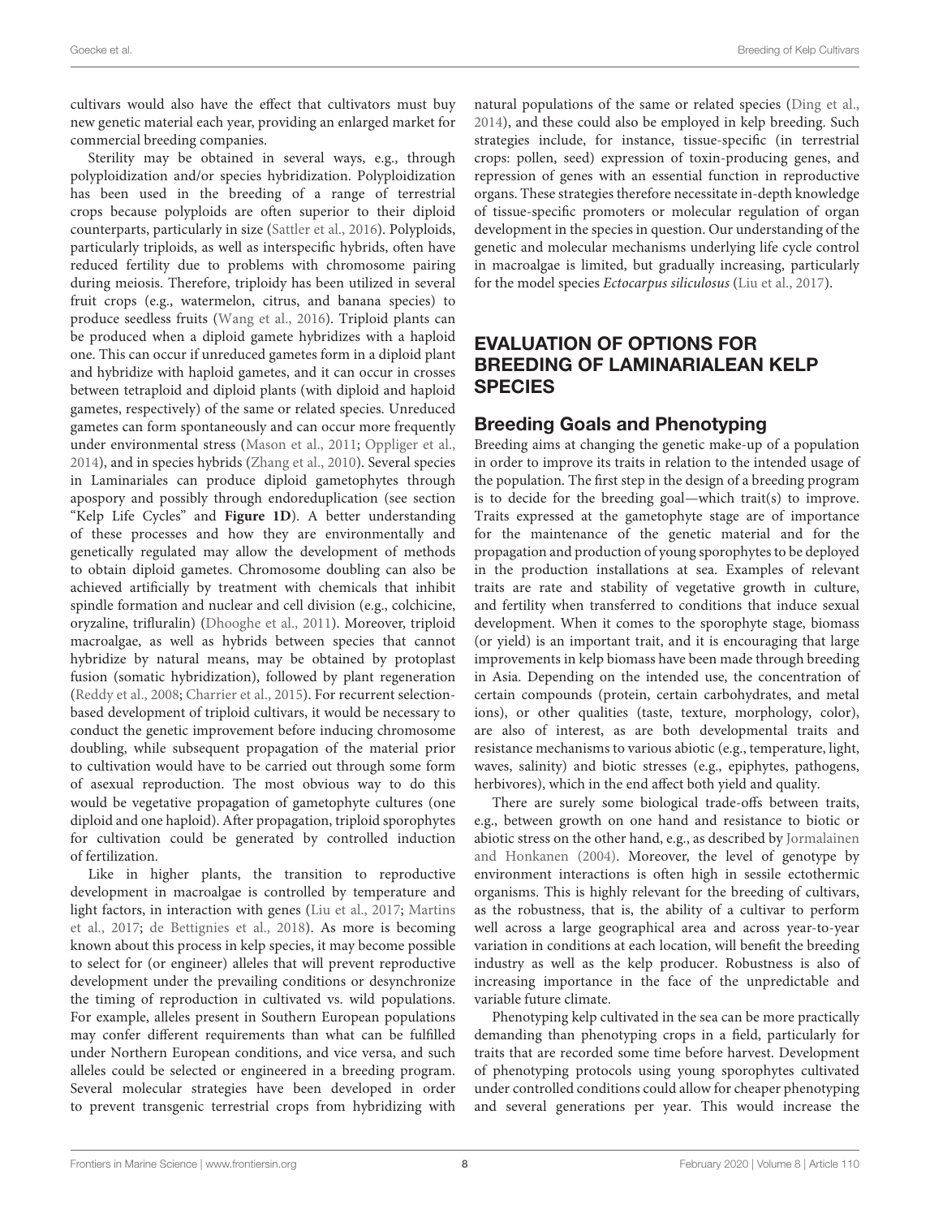cultivars would also have the effect that cultivators must buy new genetic material each year, providing an enlarged market for commercial breeding companies.

Sterility may be obtained in several ways, e.g., through polyploidization and/or species hybridization. Polyploidization has been used in the breeding of a range of terrestrial crops because polyploids are often superior to their diploid counterparts, particularly in size (Sattler et al., 2016). Polyploids, particularly triploids, as well as interspecific hybrids, often have reduced fertility due to problems with chromosome pairing during meiosis. Therefore, triploidy has been utilized in several fruit crops (e.g., watermelon, citrus, and banana species) to produce seedless fruits (Wang et al., 2016). Triploid plants can be produced when a diploid gamete hybridizes with a haploid one. This can occur if unreduced gametes form in a diploid plant and hybridize with haploid gametes, and it can occur in crosses between tetraploid and diploid plants (with diploid and haploid gametes, respectively) of the same or related species. Unreduced gametes can form spontaneously and can occur more frequently under environmental stress (Mason et al., 2011; Oppliger et al., 2014), and in species hybrids (Zhang et al., 2010). Several species in Laminariales can produce diploid gametophytes through apospory and possibly through endoreduplication (see section "Kelp Life Cycles" and **Figure 1D**). A better understanding of these processes and how they are environmentally and genetically regulated may allow the development of methods to obtain diploid gametes. Chromosome doubling can also be achieved artificially by treatment with chemicals that inhibit spindle formation and nuclear and cell division (e.g., colchicine, oryzaline, trifluralin) (Dhooghe et al., 2011). Moreover, triploid macroalgae, as well as hybrids between species that cannot hybridize by natural means, may be obtained by protoplast fusion (somatic hybridization), followed by plant regeneration (Reddy et al., 2008; Charrier et al., 2015). For recurrent selection-based development of triploid cultivars, it would be necessary to conduct the genetic improvement before inducing chromosome doubling, while subsequent propagation of the material prior to cultivation would have to be carried out through some form of asexual reproduction. The most obvious way to do this would be vegetative propagation of gametophyte cultures (one diploid and one haploid). After propagation, triploid sporophytes for cultivation could be generated by controlled induction of fertilization.

Like in higher plants, the transition to reproductive development in macroalgae is controlled by temperature and light factors, in interaction with genes (Liu et al., 2017; Martins et al., 2017; de Bettignies et al., 2018). As more is becoming known about this process in kelp species, it may become possible to select for (or engineer) alleles that will prevent reproductive development under the prevailing conditions or desynchronize the timing of reproduction in cultivated vs. wild populations. For example, alleles present in Southern European populations may confer different requirements than what can be fulfilled under Northern European conditions, and vice versa, and such alleles could be selected or engineered in a breeding program. Several molecular strategies have been developed in order to prevent transgenic terrestrial crops from hybridizing with natural populations of the same or related species (Ding et al., 2014), and these could also be employed in kelp breeding. Such strategies include, for instance, tissue-specific (in terrestrial crops: pollen, seed) expression of toxin-producing genes, and repression of genes with an essential function in reproductive organs. These strategies therefore necessitate in-depth knowledge of tissue-specific promoters or molecular regulation of organ development in the species in question. Our understanding of the genetic and molecular mechanisms underlying life cycle control in macroalgae is limited, but gradually increasing, particularly for the model species *Ectocarpus siliculosus* (Liu et al., 2017).

## EVALUATION OF OPTIONS FOR BREEDING OF LAMINARIALEAN KELP SPECIES

### Breeding Goals and Phenotyping

Breeding aims at changing the genetic make-up of a population in order to improve its traits in relation to the intended usage of the population. The first step in the design of a breeding program is to decide for the breeding goal—which trait(s) to improve. Traits expressed at the gametophyte stage are of importance for the maintenance of the genetic material and for the propagation and production of young sporophytes to be deployed in the production installations at sea. Examples of relevant traits are rate and stability of vegetative growth in culture, and fertility when transferred to conditions that induce sexual development. When it comes to the sporophyte stage, biomass (or yield) is an important trait, and it is encouraging that large improvements in kelp biomass have been made through breeding in Asia. Depending on the intended use, the concentration of certain compounds (protein, certain carbohydrates, and metal ions), or other qualities (taste, texture, morphology, color), are also of interest, as are both developmental traits and resistance mechanisms to various abiotic (e.g., temperature, light, waves, salinity) and biotic stresses (e.g., epiphytes, pathogens, herbivores), which in the end affect both yield and quality.

There are surely some biological trade-offs between traits, e.g., between growth on one hand and resistance to biotic or abiotic stress on the other hand, e.g., as described by Jormalainen and Honkanen (2004). Moreover, the level of genotype by environment interactions is often high in sessile ectothermic organisms. This is highly relevant for the breeding of cultivars, as the robustness, that is, the ability of a cultivar to perform well across a large geographical area and across year-to-year variation in conditions at each location, will benefit the breeding industry as well as the kelp producer. Robustness is also of increasing importance in the face of the unpredictable and variable future climate.

Phenotyping kelp cultivated in the sea can be more practically demanding than phenotyping crops in a field, particularly for traits that are recorded some time before harvest. Development of phenotyping protocols using young sporophytes cultivated under controlled conditions could allow for cheaper phenotyping and several generations per year. This would increase the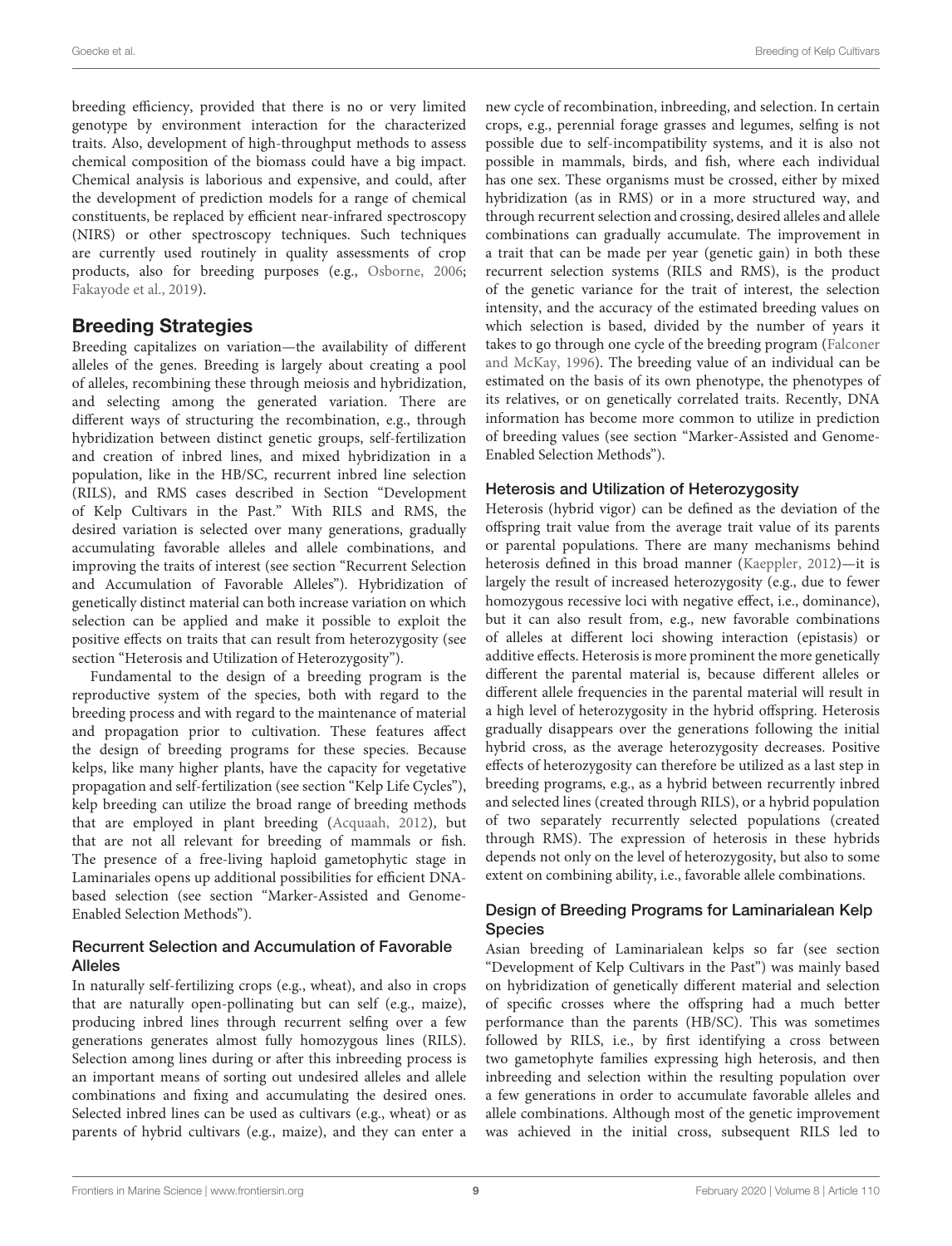breeding efficiency, provided that there is no or very limited genotype by environment interaction for the characterized traits. Also, development of high-throughput methods to assess chemical composition of the biomass could have a big impact. Chemical analysis is laborious and expensive, and could, after the development of prediction models for a range of chemical constituents, be replaced by efficient near-infrared spectroscopy (NIRS) or other spectroscopy techniques. Such techniques are currently used routinely in quality assessments of crop products, also for breeding purposes (e.g., Osborne, 2006; Fakayode et al., 2019).

## Breeding Strategies

Breeding capitalizes on variation—the availability of different alleles of the genes. Breeding is largely about creating a pool of alleles, recombining these through meiosis and hybridization, and selecting among the generated variation. There are different ways of structuring the recombination, e.g., through hybridization between distinct genetic groups, self-fertilization and creation of inbred lines, and mixed hybridization in a population, like in the HB/SC, recurrent inbred line selection (RILS), and RMS cases described in Section "Development of Kelp Cultivars in the Past." With RILS and RMS, the desired variation is selected over many generations, gradually accumulating favorable alleles and allele combinations, and improving the traits of interest (see section "Recurrent Selection and Accumulation of Favorable Alleles"). Hybridization of genetically distinct material can both increase variation on which selection can be applied and make it possible to exploit the positive effects on traits that can result from heterozygosity (see section "Heterosis and Utilization of Heterozygosity").

Fundamental to the design of a breeding program is the reproductive system of the species, both with regard to the breeding process and with regard to the maintenance of material and propagation prior to cultivation. These features affect the design of breeding programs for these species. Because kelps, like many higher plants, have the capacity for vegetative propagation and self-fertilization (see section "Kelp Life Cycles"), kelp breeding can utilize the broad range of breeding methods that are employed in plant breeding (Acquaah, 2012), but that are not all relevant for breeding of mammals or fish. The presence of a free-living haploid gametophytic stage in Laminariales opens up additional possibilities for efficient DNA-based selection (see section "Marker-Assisted and Genome-Enabled Selection Methods").

### Recurrent Selection and Accumulation of Favorable Alleles

In naturally self-fertilizing crops (e.g., wheat), and also in crops that are naturally open-pollinating but can self (e.g., maize), producing inbred lines through recurrent selfing over a few generations generates almost fully homozygous lines (RILS). Selection among lines during or after this inbreeding process is an important means of sorting out undesired alleles and allele combinations and fixing and accumulating the desired ones. Selected inbred lines can be used as cultivars (e.g., wheat) or as parents of hybrid cultivars (e.g., maize), and they can enter a new cycle of recombination, inbreeding, and selection. In certain crops, e.g., perennial forage grasses and legumes, selfing is not possible due to self-incompatibility systems, and it is also not possible in mammals, birds, and fish, where each individual has one sex. These organisms must be crossed, either by mixed hybridization (as in RMS) or in a more structured way, and through recurrent selection and crossing, desired alleles and allele combinations can gradually accumulate. The improvement in a trait that can be made per year (genetic gain) in both these recurrent selection systems (RILS and RMS), is the product of the genetic variance for the trait of interest, the selection intensity, and the accuracy of the estimated breeding values on which selection is based, divided by the number of years it takes to go through one cycle of the breeding program (Falconer and McKay, 1996). The breeding value of an individual can be estimated on the basis of its own phenotype, the phenotypes of its relatives, or on genetically correlated traits. Recently, DNA information has become more common to utilize in prediction of breeding values (see section "Marker-Assisted and Genome-Enabled Selection Methods").

### Heterosis and Utilization of Heterozygosity

Heterosis (hybrid vigor) can be defined as the deviation of the offspring trait value from the average trait value of its parents or parental populations. There are many mechanisms behind heterosis defined in this broad manner (Kaeppler, 2012)—it is largely the result of increased heterozygosity (e.g., due to fewer homozygous recessive loci with negative effect, i.e., dominance), but it can also result from, e.g., new favorable combinations of alleles at different loci showing interaction (epistasis) or additive effects. Heterosis is more prominent the more genetically different the parental material is, because different alleles or different allele frequencies in the parental material will result in a high level of heterozygosity in the hybrid offspring. Heterosis gradually disappears over the generations following the initial hybrid cross, as the average heterozygosity decreases. Positive effects of heterozygosity can therefore be utilized as a last step in breeding programs, e.g., as a hybrid between recurrently inbred and selected lines (created through RILS), or a hybrid population of two separately recurrently selected populations (created through RMS). The expression of heterosis in these hybrids depends not only on the level of heterozygosity, but also to some extent on combining ability, i.e., favorable allele combinations.

### Design of Breeding Programs for Laminarialean Kelp Species

Asian breeding of Laminarialean kelps so far (see section "Development of Kelp Cultivars in the Past") was mainly based on hybridization of genetically different material and selection of specific crosses where the offspring had a much better performance than the parents (HB/SC). This was sometimes followed by RILS, i.e., by first identifying a cross between two gametophyte families expressing high heterosis, and then inbreeding and selection within the resulting population over a few generations in order to accumulate favorable alleles and allele combinations. Although most of the genetic improvement was achieved in the initial cross, subsequent RILS led to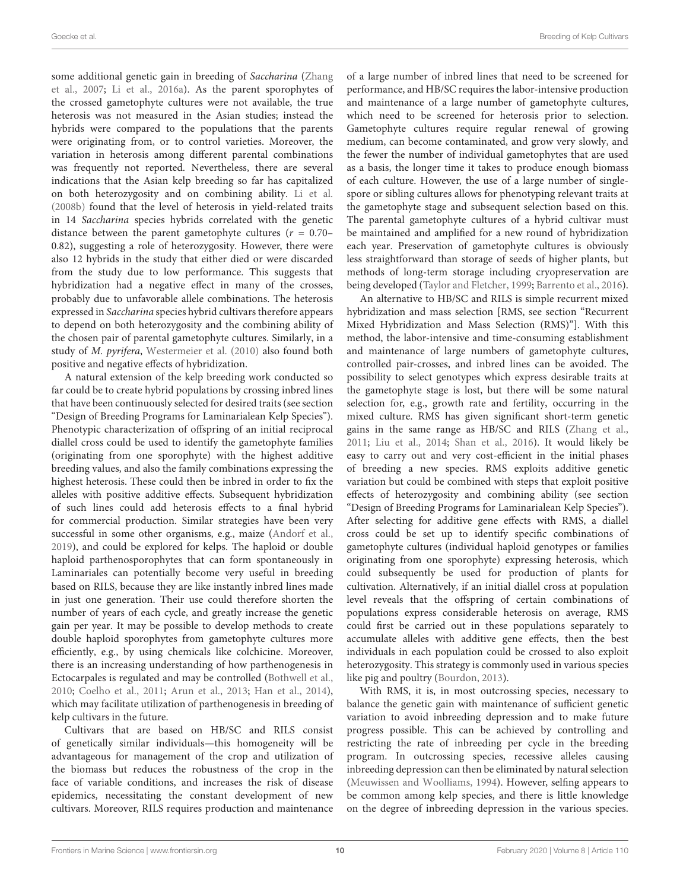some additional genetic gain in breeding of *Saccharina* (Zhang et al., 2007; Li et al., 2016a). As the parent sporophytes of the crossed gametophyte cultures were not available, the true heterosis was not measured in the Asian studies; instead the hybrids were compared to the populations that the parents were originating from, or to control varieties. Moreover, the variation in heterosis among different parental combinations was frequently not reported. Nevertheless, there are several indications that the Asian kelp breeding so far has capitalized on both heterozygosity and on combining ability. Li et al. (2008b) found that the level of heterosis in yield-related traits in 14 *Saccharina* species hybrids correlated with the genetic distance between the parent gametophyte cultures ($r$ = 0.70–0.82), suggesting a role of heterozygosity. However, there were also 12 hybrids in the study that either died or were discarded from the study due to low performance. This suggests that hybridization had a negative effect in many of the crosses, probably due to unfavorable allele combinations. The heterosis expressed in *Saccharina* species hybrid cultivars therefore appears to depend on both heterozygosity and the combining ability of the chosen pair of parental gametophyte cultures. Similarly, in a study of *M. pyrifera*, Westermeier et al. (2010) also found both positive and negative effects of hybridization.

A natural extension of the kelp breeding work conducted so far could be to create hybrid populations by crossing inbred lines that have been continuously selected for desired traits (see section "Design of Breeding Programs for Laminarialean Kelp Species"). Phenotypic characterization of offspring of an initial reciprocal diallel cross could be used to identify the gametophyte families (originating from one sporophyte) with the highest additive breeding values, and also the family combinations expressing the highest heterosis. These could then be inbred in order to fix the alleles with positive additive effects. Subsequent hybridization of such lines could add heterosis effects to a final hybrid for commercial production. Similar strategies have been very successful in some other organisms, e.g., maize (Andorf et al., 2019), and could be explored for kelps. The haploid or double haploid parthenosporophytes that can form spontaneously in Laminariales can potentially become very useful in breeding based on RILS, because they are like instantly inbred lines made in just one generation. Their use could therefore shorten the number of years of each cycle, and greatly increase the genetic gain per year. It may be possible to develop methods to create double haploid sporophytes from gametophyte cultures more efficiently, e.g., by using chemicals like colchicine. Moreover, there is an increasing understanding of how parthenogenesis in Ectocarpales is regulated and may be controlled (Bothwell et al., 2010; Coelho et al., 2011; Arun et al., 2013; Han et al., 2014), which may facilitate utilization of parthenogenesis in breeding of kelp cultivars in the future.

Cultivars that are based on HB/SC and RILS consist of genetically similar individuals—this homogeneity will be advantageous for management of the crop and utilization of the biomass but reduces the robustness of the crop in the face of variable conditions, and increases the risk of disease epidemics, necessitating the constant development of new cultivars. Moreover, RILS requires production and maintenance of a large number of inbred lines that need to be screened for performance, and HB/SC requires the labor-intensive production and maintenance of a large number of gametophyte cultures, which need to be screened for heterosis prior to selection. Gametophyte cultures require regular renewal of growing medium, can become contaminated, and grow very slowly, and the fewer the number of individual gametophytes that are used as a basis, the longer time it takes to produce enough biomass of each culture. However, the use of a large number of single-spore or sibling cultures allows for phenotyping relevant traits at the gametophyte stage and subsequent selection based on this. The parental gametophyte cultures of a hybrid cultivar must be maintained and amplified for a new round of hybridization each year. Preservation of gametophyte cultures is obviously less straightforward than storage of seeds of higher plants, but methods of long-term storage including cryopreservation are being developed (Taylor and Fletcher, 1999; Barrento et al., 2016).

An alternative to HB/SC and RILS is simple recurrent mixed hybridization and mass selection [RMS, see section "Recurrent Mixed Hybridization and Mass Selection (RMS)"]. With this method, the labor-intensive and time-consuming establishment and maintenance of large numbers of gametophyte cultures, controlled pair-crosses, and inbred lines can be avoided. The possibility to select genotypes which express desirable traits at the gametophyte stage is lost, but there will be some natural selection for, e.g., growth rate and fertility, occurring in the mixed culture. RMS has given significant short-term genetic gains in the same range as HB/SC and RILS (Zhang et al., 2011; Liu et al., 2014; Shan et al., 2016). It would likely be easy to carry out and very cost-efficient in the initial phases of breeding a new species. RMS exploits additive genetic variation but could be combined with steps that exploit positive effects of heterozygosity and combining ability (see section "Design of Breeding Programs for Laminarialean Kelp Species"). After selecting for additive gene effects with RMS, a diallel cross could be set up to identify specific combinations of gametophyte cultures (individual haploid genotypes or families originating from one sporophyte) expressing heterosis, which could subsequently be used for production of plants for cultivation. Alternatively, if an initial diallel cross at population level reveals that the offspring of certain combinations of populations express considerable heterosis on average, RMS could first be carried out in these populations separately to accumulate alleles with additive gene effects, then the best individuals in each population could be crossed to also exploit heterozygosity. This strategy is commonly used in various species like pig and poultry (Bourdon, 2013).

With RMS, it is, in most outcrossing species, necessary to balance the genetic gain with maintenance of sufficient genetic variation to avoid inbreeding depression and to make future progress possible. This can be achieved by controlling and restricting the rate of inbreeding per cycle in the breeding program. In outcrossing species, recessive alleles causing inbreeding depression can then be eliminated by natural selection (Meuwissen and Woolliams, 1994). However, selfing appears to be common among kelp species, and there is little knowledge on the degree of inbreeding depression in the various species.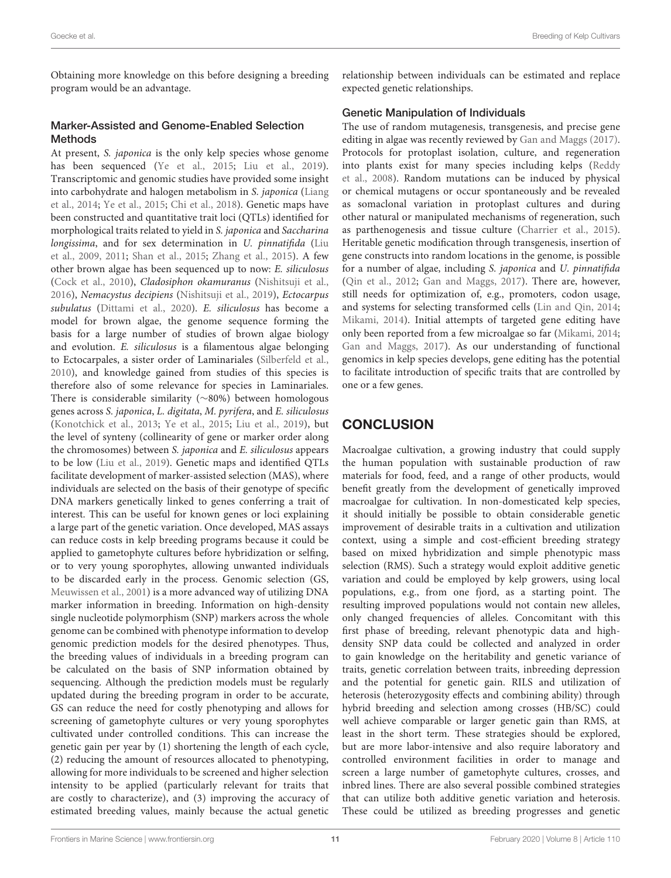Obtaining more knowledge on this before designing a breeding program would be an advantage.

### Marker-Assisted and Genome-Enabled Selection Methods

At present, *S. japonica* is the only kelp species whose genome has been sequenced (Ye et al., 2015; Liu et al., 2019). Transcriptomic and genomic studies have provided some insight into carbohydrate and halogen metabolism in *S. japonica* (Liang et al., 2014; Ye et al., 2015; Chi et al., 2018). Genetic maps have been constructed and quantitative trait loci (QTLs) identified for morphological traits related to yield in *S. japonica* and *Saccharina longissima*, and for sex determination in *U. pinnatifida* (Liu et al., 2009, 2011; Shan et al., 2015; Zhang et al., 2015). A few other brown algae has been sequenced up to now: *E. siliculosus* (Cock et al., 2010), *Cladosiphon okamuranus* (Nishitsuji et al., 2016), *Nemacystus decipiens* (Nishitsuji et al., 2019), *Ectocarpus subulatus* (Dittami et al., 2020). *E. siliculosus* has become a model for brown algae, the genome sequence forming the basis for a large number of studies of brown algae biology and evolution. *E. siliculosus* is a filamentous algae belonging to Ectocarpales, a sister order of Laminariales (Silberfeld et al., 2010), and knowledge gained from studies of this species is therefore also of some relevance for species in Laminariales. There is considerable similarity (∼80%) between homologous genes across *S. japonica*, *L. digitata*, *M. pyrifera*, and *E. siliculosus* (Konotchick et al., 2013; Ye et al., 2015; Liu et al., 2019), but the level of synteny (collinearity of gene or marker order along the chromosomes) between *S. japonica* and *E. siliculosus* appears to be low (Liu et al., 2019). Genetic maps and identified QTLs facilitate development of marker-assisted selection (MAS), where individuals are selected on the basis of their genotype of specific DNA markers genetically linked to genes conferring a trait of interest. This can be useful for known genes or loci explaining a large part of the genetic variation. Once developed, MAS assays can reduce costs in kelp breeding programs because it could be applied to gametophyte cultures before hybridization or selfing, or to very young sporophytes, allowing unwanted individuals to be discarded early in the process. Genomic selection (GS, Meuwissen et al., 2001) is a more advanced way of utilizing DNA marker information in breeding. Information on high-density single nucleotide polymorphism (SNP) markers across the whole genome can be combined with phenotype information to develop genomic prediction models for the desired phenotypes. Thus, the breeding values of individuals in a breeding program can be calculated on the basis of SNP information obtained by sequencing. Although the prediction models must be regularly updated during the breeding program in order to be accurate, GS can reduce the need for costly phenotyping and allows for screening of gametophyte cultures or very young sporophytes cultivated under controlled conditions. This can increase the genetic gain per year by (1) shortening the length of each cycle, (2) reducing the amount of resources allocated to phenotyping, allowing for more individuals to be screened and higher selection intensity to be applied (particularly relevant for traits that are costly to characterize), and (3) improving the accuracy of estimated breeding values, mainly because the actual genetic relationship between individuals can be estimated and replace expected genetic relationships.

### Genetic Manipulation of Individuals

The use of random mutagenesis, transgenesis, and precise gene editing in algae was recently reviewed by Gan and Maggs (2017). Protocols for protoplast isolation, culture, and regeneration into plants exist for many species including kelps (Reddy et al., 2008). Random mutations can be induced by physical or chemical mutagens or occur spontaneously and be revealed as somaclonal variation in protoplast cultures and during other natural or manipulated mechanisms of regeneration, such as parthenogenesis and tissue culture (Charrier et al., 2015). Heritable genetic modification through transgenesis, insertion of gene constructs into random locations in the genome, is possible for a number of algae, including *S. japonica* and *U. pinnatifida* (Qin et al., 2012; Gan and Maggs, 2017). There are, however, still needs for optimization of, e.g., promoters, codon usage, and systems for selecting transformed cells (Lin and Qin, 2014; Mikami, 2014). Initial attempts of targeted gene editing have only been reported from a few microalgae so far (Mikami, 2014; Gan and Maggs, 2017). As our understanding of functional genomics in kelp species develops, gene editing has the potential to facilitate introduction of specific traits that are controlled by one or a few genes.

## CONCLUSION

Macroalgae cultivation, a growing industry that could supply the human population with sustainable production of raw materials for food, feed, and a range of other products, would benefit greatly from the development of genetically improved macroalgae for cultivation. In non-domesticated kelp species, it should initially be possible to obtain considerable genetic improvement of desirable traits in a cultivation and utilization context, using a simple and cost-efficient breeding strategy based on mixed hybridization and simple phenotypic mass selection (RMS). Such a strategy would exploit additive genetic variation and could be employed by kelp growers, using local populations, e.g., from one fjord, as a starting point. The resulting improved populations would not contain new alleles, only changed frequencies of alleles. Concomitant with this first phase of breeding, relevant phenotypic data and high-density SNP data could be collected and analyzed in order to gain knowledge on the heritability and genetic variance of traits, genetic correlation between traits, inbreeding depression and the potential for genetic gain. RILS and utilization of heterosis (heterozygosity effects and combining ability) through hybrid breeding and selection among crosses (HB/SC) could well achieve comparable or larger genetic gain than RMS, at least in the short term. These strategies should be explored, but are more labor-intensive and also require laboratory and controlled environment facilities in order to manage and screen a large number of gametophyte cultures, crosses, and inbred lines. There are also several possible combined strategies that can utilize both additive genetic variation and heterosis. These could be utilized as breeding progresses and genetic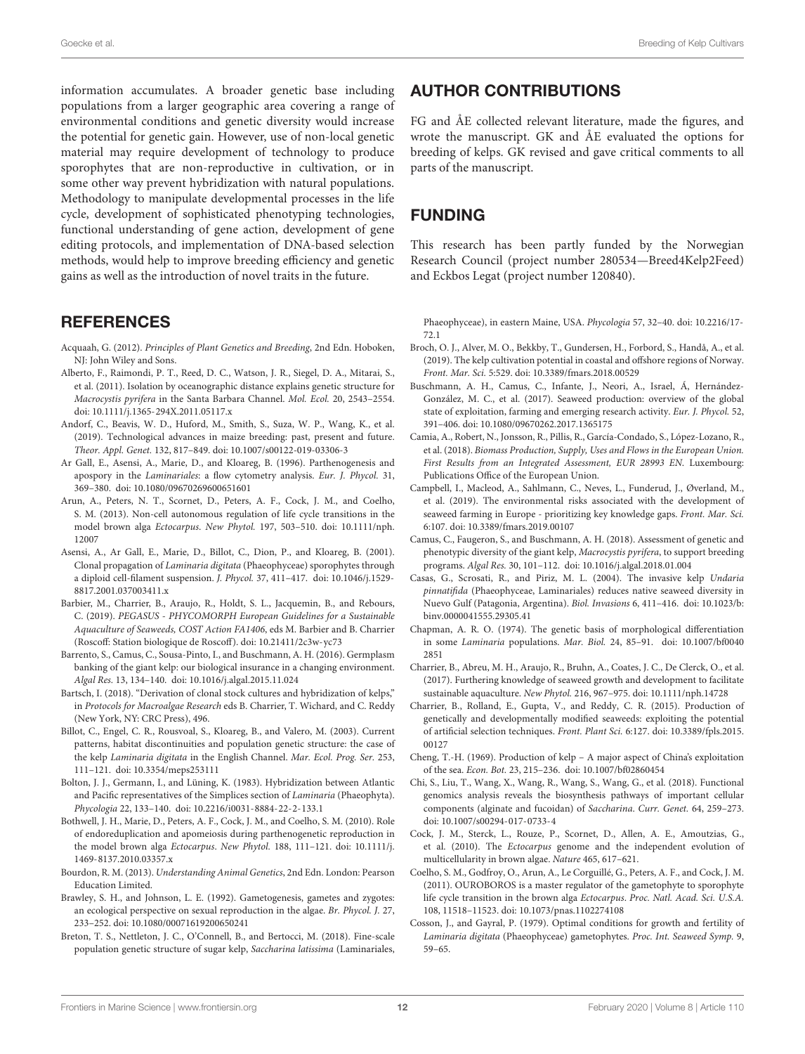information accumulates. A broader genetic base including populations from a larger geographic area covering a range of environmental conditions and genetic diversity would increase the potential for genetic gain. However, use of non-local genetic material may require development of technology to produce sporophytes that are non-reproductive in cultivation, or in some other way prevent hybridization with natural populations. Methodology to manipulate developmental processes in the life cycle, development of sophisticated phenotyping technologies, functional understanding of gene action, development of gene editing protocols, and implementation of DNA-based selection methods, would help to improve breeding efficiency and genetic gains as well as the introduction of novel traits in the future.

## AUTHOR CONTRIBUTIONS

FG and ÅE collected relevant literature, made the figures, and wrote the manuscript. GK and ÅE evaluated the options for breeding of kelps. GK revised and gave critical comments to all parts of the manuscript.

## FUNDING

This research has been partly funded by the Norwegian Research Council (project number 280534—Breed4Kelp2Feed) and Eckbos Legat (project number 120840).

## REFERENCES

Acquaah, G. (2012). *Principles of Plant Genetics and Breeding*, 2nd Edn. Hoboken, NJ: John Wiley and Sons.

Alberto, F., Raimondi, P. T., Reed, D. C., Watson, J. R., Siegel, D. A., Mitarai, S., et al. (2011). Isolation by oceanographic distance explains genetic structure for *Macrocystis pyrifera* in the Santa Barbara Channel. *Mol. Ecol.* 20, 2543–2554. doi: 10.1111/j.1365-294X.2011.05117.x

Andorf, C., Beavis, W. D., Huford, M., Smith, S., Suza, W. P., Wang, K., et al. (2019). Technological advances in maize breeding: past, present and future. *Theor. Appl. Genet.* 132, 817–849. doi: 10.1007/s00122-019-03306-3

Ar Gall, E., Asensi, A., Marie, D., and Kloareg, B. (1996). Parthenogenesis and apospory in the *Laminariales*: a flow cytometry analysis. *Eur. J. Phycol.* 31, 369–380. doi: 10.1080/09670269600651601

Arun, A., Peters, N. T., Scornet, D., Peters, A. F., Cock, J. M., and Coelho, S. M. (2013). Non-cell autonomous regulation of life cycle transitions in the model brown alga *Ectocarpus*. *New Phytol.* 197, 503–510. doi: 10.1111/nph.12007

Asensi, A., Ar Gall, E., Marie, D., Billot, C., Dion, P., and Kloareg, B. (2001). Clonal propagation of *Laminaria digitata* (Phaeophyceae) sporophytes through a diploid cell-filament suspension. *J. Phycol.* 37, 411–417. doi: 10.1046/j.1529-8817.2001.037003411.x

Barbier, M., Charrier, B., Araujo, R., Holdt, S. L., Jacquemin, B., and Rebours, C. (2019). *PEGASUS - PHYCOMORPH European Guidelines for a Sustainable Aquaculture of Seaweeds, COST Action FA1406*, eds M. Barbier and B. Charrier (Roscoff: Station biologique de Roscoff). doi: 10.21411/2c3w-yc73

Barrento, S., Camus, C., Sousa-Pinto, I., and Buschmann, A. H. (2016). Germplasm banking of the giant kelp: our biological insurance in a changing environment. *Algal Res.* 13, 134–140. doi: 10.1016/j.algal.2015.11.024

Bartsch, I. (2018). "Derivation of clonal stock cultures and hybridization of kelps," in *Protocols for Macroalgae Research* eds B. Charrier, T. Wichard, and C. Reddy (New York, NY: CRC Press), 496.

Billot, C., Engel, C. R., Rousvoal, S., Kloareg, B., and Valero, M. (2003). Current patterns, habitat discontinuities and population genetic structure: the case of the kelp *Laminaria digitata* in the English Channel. *Mar. Ecol. Prog. Ser.* 253, 111–121. doi: 10.3354/meps253111

Bolton, J. J., Germann, I., and Lüning, K. (1983). Hybridization between Atlantic and Pacific representatives of the Simplices section of *Laminaria* (Phaeophyta). *Phycologia* 22, 133–140. doi: 10.2216/i0031-8884-22-2-133.1

Bothwell, J. H., Marie, D., Peters, A. F., Cock, J. M., and Coelho, S. M. (2010). Role of endoreduplication and apomeiosis during parthenogenetic reproduction in the model brown alga *Ectocarpus*. *New Phytol.* 188, 111–121. doi: 10.1111/j.1469-8137.2010.03357.x

Bourdon, R. M. (2013). *Understanding Animal Genetics*, 2nd Edn. London: Pearson Education Limited.

Brawley, S. H., and Johnson, L. E. (1992). Gametogenesis, gametes and zygotes: an ecological perspective on sexual reproduction in the algae. *Br. Phycol. J.* 27, 233–252. doi: 10.1080/00071619200650241

Breton, T. S., Nettleton, J. C., O'Connell, B., and Bertocci, M. (2018). Fine-scale population genetic structure of sugar kelp, *Saccharina latissima* (Laminariales, Phaeophyceae), in eastern Maine, USA. *Phycologia* 57, 32–40. doi: 10.2216/17-72.1

Broch, O. J., Alver, M. O., Bekkby, T., Gundersen, H., Forbord, S., Handå, A., et al. (2019). The kelp cultivation potential in coastal and offshore regions of Norway. *Front. Mar. Sci.* 5:529. doi: 10.3389/fmars.2018.00529

Buschmann, A. H., Camus, C., Infante, J., Neori, A., Israel, Á, Hernández-González, M. C., et al. (2017). Seaweed production: overview of the global state of exploitation, farming and emerging research activity. *Eur. J. Phycol.* 52, 391–406. doi: 10.1080/09670262.2017.1365175

Camia, A., Robert, N., Jonsson, R., Pillis, R., García-Condado, S., López-Lozano, R., et al. (2018). *Biomass Production, Supply, Uses and Flows in the European Union. First Results from an Integrated Assessment, EUR 28993 EN.* Luxembourg: Publications Office of the European Union.

Campbell, I., Macleod, A., Sahlmann, C., Neves, L., Funderud, J., Øverland, M., et al. (2019). The environmental risks associated with the development of seaweed farming in Europe - prioritizing key knowledge gaps. *Front. Mar. Sci.* 6:107. doi: 10.3389/fmars.2019.00107

Camus, C., Faugeron, S., and Buschmann, A. H. (2018). Assessment of genetic and phenotypic diversity of the giant kelp, *Macrocystis pyrifera*, to support breeding programs. *Algal Res.* 30, 101–112. doi: 10.1016/j.algal.2018.01.004

Casas, G., Scrosati, R., and Piriz, M. L. (2004). The invasive kelp *Undaria pinnatifida* (Phaeophyceae, Laminariales) reduces native seaweed diversity in Nuevo Gulf (Patagonia, Argentina). *Biol. Invasions* 6, 411–416. doi: 10.1023/b:binv.0000041555.29305.41

Chapman, A. R. O. (1974). The genetic basis of morphological differentiation in some *Laminaria* populations. *Mar. Biol.* 24, 85–91. doi: 10.1007/bf00402851

Charrier, B., Abreu, M. H., Araujo, R., Bruhn, A., Coates, J. C., De Clerck, O., et al. (2017). Furthering knowledge of seaweed growth and development to facilitate sustainable aquaculture. *New Phytol.* 216, 967–975. doi: 10.1111/nph.14728

Charrier, B., Rolland, E., Gupta, V., and Reddy, C. R. (2015). Production of genetically and developmentally modified seaweeds: exploiting the potential of artificial selection techniques. *Front. Plant Sci.* 6:127. doi: 10.3389/fpls.2015.00127

Cheng, T.-H. (1969). Production of kelp – A major aspect of China's exploitation of the sea. *Econ. Bot.* 23, 215–236. doi: 10.1007/bf02860454

Chi, S., Liu, T., Wang, X., Wang, R., Wang, S., Wang, G., et al. (2018). Functional genomics analysis reveals the biosynthesis pathways of important cellular components (alginate and fucoidan) of *Saccharina*. *Curr. Genet.* 64, 259–273. doi: 10.1007/s00294-017-0733-4

Cock, J. M., Sterck, L., Rouze, P., Scornet, D., Allen, A. E., Amoutzias, G., et al. (2010). The *Ectocarpus* genome and the independent evolution of multicellularity in brown algae. *Nature* 465, 617–621.

Coelho, S. M., Godfroy, O., Arun, A., Le Corguillé, G., Peters, A. F., and Cock, J. M. (2011). OUROBOROS is a master regulator of the gametophyte to sporophyte life cycle transition in the brown alga *Ectocarpus*. *Proc. Natl. Acad. Sci. U.S.A.* 108, 11518–11523. doi: 10.1073/pnas.1102274108

Cosson, J., and Gayral, P. (1979). Optimal conditions for growth and fertility of *Laminaria digitata* (Phaeophyceae) gametophytes. *Proc. Int. Seaweed Symp.* 9, 59–65.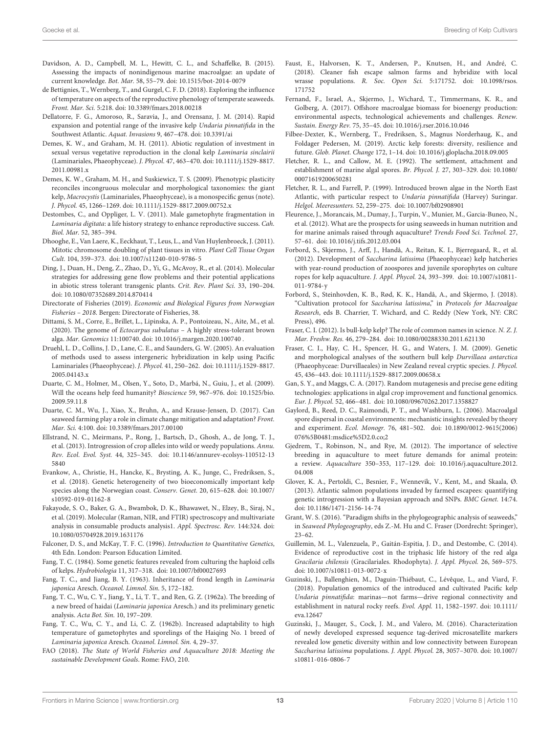Davidson, A. D., Campbell, M. L., Hewitt, C. L., and Schaffelke, B. (2015). Assessing the impacts of nonindigenous marine macroalgae: an update of current knowledge. *Bot. Mar.* 58, 55–79. doi: 10.1515/bot-2014-0079

de Bettignies, T., Wernberg, T., and Gurgel, C. F. D. (2018). Exploring the influence of temperature on aspects of the reproductive phenology of temperate seaweeds. *Front. Mar. Sci.* 5:218. doi: 10.3389/fmars.2018.00218

Dellatorre, F. G., Amoroso, R., Saravia, J., and Orensanz, J. M. (2014). Rapid expansion and potential range of the invasive kelp *Undaria pinnatifida* in the Southwest Atlantic. *Aquat. Invasions* 9, 467–478. doi: 10.3391/ai

Demes, K. W., and Graham, M. H. (2011). Abiotic regulation of investment in sexual versus vegetative reproduction in the clonal kelp *Laminaria sinclairii* (Laminariales, Phaeophyceae). *J. Phycol.* 47, 463–470. doi: 10.1111/j.1529-8817.2011.00981.x

Demes, K. W., Graham, M. H., and Suskiewicz, T. S. (2009). Phenotypic plasticity reconciles incongruous molecular and morphological taxonomies: the giant kelp, *Macrocystis* (Laminariales, Phaeophyceae), is a monospecific genus (note). *J. Phycol.* 45, 1266–1269. doi: 10.1111/j.1529-8817.2009.00752.x

Destombes, C., and Oppliger, L. V. (2011). Male gametophyte fragmentation in *Laminaria digitata*: a life history strategy to enhance reproductive success. *Cah. Biol. Mar.* 52, 385–394.

Dhooghe, E., Van Laere, K., Eeckhaut, T., Leus, L., and Van Huylenbroeck, J. (2011). Mitotic chromosome doubling of plant tissues in vitro. *Plant Cell Tissue Organ Cult.* 104, 359–373. doi: 10.1007/s11240-010-9786-5

Ding, J., Duan, H., Deng, Z., Zhao, D., Yi, G., McAvoy, R., et al. (2014). Molecular strategies for addressing gene flow problems and their potential applications in abiotic stress tolerant transgenic plants. *Crit. Rev. Plant Sci.* 33, 190–204. doi: 10.1080/07352689.2014.870414

Directorate of Fisheries (2019). *Economic and Biological Figures from Norwegian Fisheries – 2018.* Bergen: Directorate of Fisheries, 38.

Dittami, S. M., Corre, E., Brillet, L., Lipinska, A. P., Pontoizeau, N., Aite, M., et al. (2020). The genome of *Ectocarpus subulatus* – A highly stress-tolerant brown alga. *Mar. Genomics* 11:100740. doi: 10.1016/j.margen.2020.100740 .

Druehl, L. D., Collins, J. D., Lane, C. E., and Saunders, G. W. (2005). An evaluation of methods used to assess intergeneric hybridization in kelp using Pacific Laminariales (Phaeophyceae). *J. Phycol.* 41, 250–262. doi: 10.1111/j.1529-8817.2005.04143.x

Duarte, C. M., Holmer, M., Olsen, Y., Soto, D., Marbá, N., Guiu, J., et al. (2009). Will the oceans help feed humanity? *Bioscience* 59, 967–976. doi: 10.1525/bio.2009.59.11.8

Duarte, C. M., Wu, J., Xiao, X., Bruhn, A., and Krause-Jensen, D. (2017). Can seaweed farming play a role in climate change mitigation and adaptation? *Front. Mar. Sci.* 4:100. doi: 10.3389/fmars.2017.00100

Ellstrand, N. C., Meirmans, P., Rong, J., Bartsch, D., Ghosh, A., de Jong, T. J., et al. (2013). Introgression of crop alleles into wild or weedy populations. *Annu. Rev. Ecol. Evol. Syst.* 44, 325–345. doi: 10.1146/annurev-ecolsys-110512-135840

Evankow, A., Christie, H., Hancke, K., Brysting, A. K., Junge, C., Fredriksen, S., et al. (2018). Genetic heterogeneity of two bioeconomically important kelp species along the Norwegian coast. *Conserv. Genet.* 20, 615–628. doi: 10.1007/s10592-019-01162-8

Fakayode, S. O., Baker, G. A., Bwambok, D. K., Bhawawet, N., Elzey, B., Siraj, N., et al. (2019). Molecular (Raman, NIR, and FTIR) spectroscopy and multivariate analysis in consumable products analysis1. *Appl. Spectrosc. Rev.* 144:324. doi: 10.1080/05704928.2019.1631176

Falconer, D. S., and McKay, T. F. C. (1996). *Introduction to Quantitative Genetics*, 4th Edn. London: Pearson Education Limited.

Fang, T. C. (1984). Some genetic features revealed from culturing the haploid cells of kelps. *Hydrobiologia* 11, 317–318. doi: 10.1007/bf00027693

Fang, T. C., and Jiang, B. Y. (1963). Inheritance of frond length in *Laminaria japonica* Aresch. *Oceanol. Limnol. Sin.* 5, 172–182.

Fang, T. C., Wu, C. Y., Jiang, Y., Li, T. T., and Ren, G. Z. (1962a). The breeding of a new breed of haidai (*Laminaria japonica* Aresch.) and its preliminary genetic analysis. *Acta Bot. Sin.* 10, 197–209.

Fang, T. C., Wu, C. Y., and Li, C. Z. (1962b). Increased adaptability to high temperature of gametophytes and sporelings of the Haiqing No. 1 breed of *Laminaria japonica* Aresch. *Oceanol. Limnol. Sin.* 4, 29–37.

FAO (2018). *The State of World Fisheries and Aquaculture 2018: Meeting the sustainable Development Goals*. Rome: FAO, 210.

Faust, E., Halvorsen, K. T., Andersen, P., Knutsen, H., and André, C. (2018). Cleaner fish escape salmon farms and hybridize with local wrasse populations. *R. Soc. Open Sci.* 5:171752. doi: 10.1098/rsos.171752

Fernand, F., Israel, A., Skjermo, J., Wichard, T., Timmermans, K. R., and Golberg, A. (2017). Offshore macroalgae biomass for bioenergy production: environmental aspects, technological achievements and challenges. *Renew. Sustain. Energy Rev.* 75, 35–45. doi: 10.1016/j.rser.2016.10.046

Filbee-Dexter, K., Wernberg, T., Fredriksen, S., Magnus Norderhaug, K., and Foldager Pedersen, M. (2019). Arctic kelp forests: diversity, resilience and future. *Glob. Planet. Change* 172, 1–14. doi: 10.1016/j.gloplacha.2018.09.005

Fletcher, R. L., and Callow, M. E. (1992). The settlement, attachment and establishment of marine algal spores. *Br. Phycol. J.* 27, 303–329. doi: 10.1080/00071619200650281

Fletcher, R. L., and Farrell, P. (1999). Introduced brown algae in the North East Atlantic, with particular respect to *Undaria pinnatifida* (Harvey) Suringar. *Helgol. Meeresunters.* 52, 259–275. doi: 10.1007/bf02908901

Fleurence, J., Morancais, M., Dumay, J., Turpin, V., Munier, M., Garcia-Buneo, N., et al. (2012). What are the prospects for using seaweeds in human nutrition and for marine animals raised through aquaculture? *Trends Food Sci. Technol.* 27, 57–61. doi: 10.1016/j.tifs.2012.03.004

Forbord, S., Skjermo, J., Arff, J., Handå, A., Reitan, K. I., Bjerregaard, R., et al. (2012). Development of *Saccharina latissima* (Phaeophyceae) kelp hatcheries with year-round production of zoospores and juvenile sporophytes on culture ropes for kelp aquaculture. *J. Appl. Phycol.* 24, 393–399. doi: 10.1007/s10811-011-9784-y

Forbord, S., Steinhovden, K. B., Rød, K. K., Handå, A., and Skjermo, J. (2018). "Cultivation protocol for *Saccharina latissima*," in *Protocols for Macroalgae Research*, eds B. Charrier, T. Wichard, and C. Reddy (New York, NY: CRC Press), 496.

Fraser, C. I. (2012). Is bull-kelp kelp? The role of common names in science. *N. Z. J. Mar. Freshw. Res.* 46, 279–284. doi: 10.1080/00288330.2011.621130

Fraser, C. I., Hay, C. H., Spencer, H. G., and Waters, J. M. (2009). Genetic and morphological analyses of the southern bull kelp *Durvillaea antarctica* (Phaeophyceae: Durvillaeales) in New Zealand reveal cryptic species. *J. Phycol.* 45, 436–443. doi: 10.1111/j.1529-8817.2009.00658.x

Gan, S. Y., and Maggs, C. A. (2017). Random mutagenesis and precise gene editing technologies: applications in algal crop improvement and functional genomics. *Eur. J. Phycol.* 52, 466–481. doi: 10.1080/09670262.2017.1358827

Gaylord, B., Reed, D. C., Raimondi, P. T., and Washburn, L. (2006). Macroalgal spore dispersal in coastal environments: mechanistic insights revealed by theory and experiment. *Ecol. Monogr.* 76, 481–502. doi: 10.1890/0012-9615(2006)076%5B0481:msdice%5D2.0.co;2

Gjedrem, T., Robinson, N., and Rye, M. (2012). The importance of selective breeding in aquaculture to meet future demands for animal protein: a review. *Aquaculture* 350–353, 117–129. doi: 10.1016/j.aquaculture.2012.04.008

Glover, K. A., Pertoldi, C., Besnier, F., Wennevik, V., Kent, M., and Skaala, Ø. (2013). Atlantic salmon populations invaded by farmed escapees: quantifying genetic introgression with a Bayesian approach and SNPs. *BMC Genet.* 14:74. doi: 10.1186/1471-2156-14-74

Grant, W. S. (2016). "Paradigm shifts in the phylogeographic analysis of seaweeds," in *Seaweed Phylogeography*, eds Z.-M. Hu and C. Fraser (Dordrecht: Springer), 23–62.

Guillemin, M. L., Valenzuela, P., Gaitán-Espitia, J. D., and Destombe, C. (2014). Evidence of reproductive cost in the triphasic life history of the red alga *Gracilaria chilensis* (Gracilariales. Rhodophyta). *J. Appl. Phycol.* 26, 569–575. doi: 10.1007/s10811-013-0072-x

Guzinski, J., Ballenghien, M., Daguin-Thiébaut, C., Lévêque, L., and Viard, F. (2018). Population genomics of the introduced and cultivated Pacific kelp *Undaria pinnatifida*: marinas—not farms—drive regional connectivity and establishment in natural rocky reefs. *Evol. Appl.* 11, 1582–1597. doi: 10.1111/eva.12647

Guzinski, J., Mauger, S., Cock, J. M., and Valero, M. (2016). Characterization of newly developed expressed sequence tag-derived microsatellite markers revealed low genetic diversity within and low connectivity between European *Saccharina latissima* populations. *J. Appl. Phycol.* 28, 3057–3070. doi: 10.1007/s10811-016-0806-7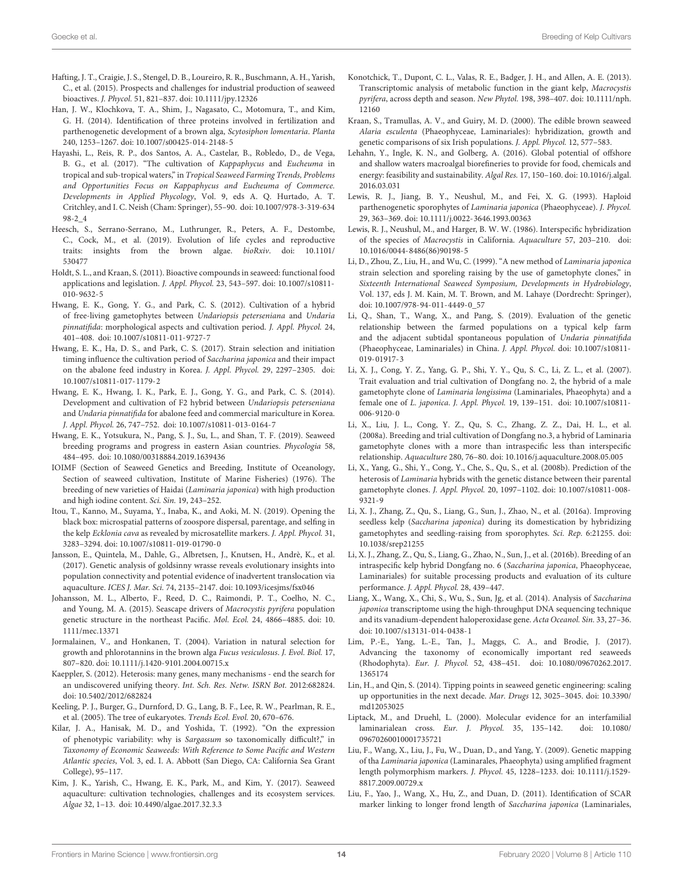Hafting, J. T., Craigie, J. S., Stengel, D. B., Loureiro, R. R., Buschmann, A. H., Yarish, C., et al. (2015). Prospects and challenges for industrial production of seaweed bioactives. *J. Phycol.* 51, 821–837. doi: 10.1111/jpy.12326

Han, J. W., Klochkova, T. A., Shim, J., Nagasato, C., Motomura, T., and Kim, G. H. (2014). Identification of three proteins involved in fertilization and parthenogenetic development of a brown alga, *Scytosiphon lomentaria*. *Planta* 240, 1253–1267. doi: 10.1007/s00425-014-2148-5

Hayashi, L., Reis, R. P., dos Santos, A. A., Castelar, B., Robledo, D., de Vega, B. G., et al. (2017). "The cultivation of *Kappaphycus* and *Eucheuma* in tropical and sub-tropical waters," in *Tropical Seaweed Farming Trends, Problems and Opportunities Focus on Kappaphycus and Eucheuma of Commerce. Developments in Applied Phycology*, Vol. 9, eds A. Q. Hurtado, A. T. Critchley, and I. C. Neish (Cham: Springer), 55–90. doi: 10.1007/978-3-319-63498-2_4

Heesch, S., Serrano-Serrano, M., Luthringer, R., Peters, A. F., Destombe, C., Cock, M., et al. (2019). Evolution of life cycles and reproductive traits: insights from the brown algae. *bioRxiv*. doi: 10.1101/530477

Holdt, S. L., and Kraan, S. (2011). Bioactive compounds in seaweed: functional food applications and legislation. *J. Appl. Phycol.* 23, 543–597. doi: 10.1007/s10811-010-9632-5

Hwang, E. K., Gong, Y. G., and Park, C. S. (2012). Cultivation of a hybrid of free-living gametophytes between *Undariopsis peterseniana* and *Undaria pinnatifida*: morphological aspects and cultivation period. *J. Appl. Phycol.* 24, 401–408. doi: 10.1007/s10811-011-9727-7

Hwang, E. K., Ha, D. S., and Park, C. S. (2017). Strain selection and initiation timing influence the cultivation period of *Saccharina japonica* and their impact on the abalone feed industry in Korea. *J. Appl. Phycol.* 29, 2297–2305. doi: 10.1007/s10811-017-1179-2

Hwang, E. K., Hwang, I. K., Park, E. J., Gong, Y. G., and Park, C. S. (2014). Development and cultivation of F2 hybrid between *Undariopsis peterseniana* and *Undaria pinnatifida* for abalone feed and commercial mariculture in Korea. *J. Appl. Phycol.* 26, 747–752. doi: 10.1007/s10811-013-0164-7

Hwang, E. K., Yotsukura, N., Pang, S. J., Su, L., and Shan, T. F. (2019). Seaweed breeding programs and progress in eastern Asian countries. *Phycologia* 58, 484–495. doi: 10.1080/00318884.2019.1639436

IOIMF (Section of Seaweed Genetics and Breeding, Institute of Oceanology, Section of seaweed cultivation, Institute of Marine Fisheries) (1976). The breeding of new varieties of Haidai (*Laminaria japonica*) with high production and high iodine content. *Sci. Sin.* 19, 243–252.

Itou, T., Kanno, M., Suyama, Y., Inaba, K., and Aoki, M. N. (2019). Opening the black box: microspatial patterns of zoospore dispersal, parentage, and selfing in the kelp *Ecklonia cava* as revealed by microsatellite markers. *J. Appl. Phycol.* 31, 3283–3294. doi: 10.1007/s10811-019-01790-0

Jansson, E., Quintela, M., Dahle, G., Albretsen, J., Knutsen, H., Andrè, K., et al. (2017). Genetic analysis of goldsinny wrasse reveals evolutionary insights into population connectivity and potential evidence of inadvertent translocation via aquaculture. *ICES J. Mar. Sci.* 74, 2135–2147. doi: 10.1093/icesjms/fsx046

Johansson, M. L., Alberto, F., Reed, D. C., Raimondi, P. T., Coelho, N. C., and Young, M. A. (2015). Seascape drivers of *Macrocystis pyrifera* population genetic structure in the northeast Pacific. *Mol. Ecol.* 24, 4866–4885. doi: 10.1111/mec.13371

Jormalainen, V., and Honkanen, T. (2004). Variation in natural selection for growth and phlorotannins in the brown alga *Fucus vesiculosus*. *J. Evol. Biol.* 17, 807–820. doi: 10.1111/j.1420-9101.2004.00715.x

Kaeppler, S. (2012). Heterosis: many genes, many mechanisms - end the search for an undiscovered unifying theory. *Int. Sch. Res. Netw. ISRN Bot.* 2012:682824. doi: 10.5402/2012/682824

Keeling, P. J., Burger, G., Durnford, D. G., Lang, B. F., Lee, R. W., Pearlman, R. E., et al. (2005). The tree of eukaryotes. *Trends Ecol. Evol.* 20, 670–676.

Kilar, J. A., Hanisak, M. D., and Yoshida, T. (1992). "On the expression of phenotypic variability: why is *Sargassum* so taxonomically difficult?," in *Taxonomy of Economic Seaweeds: With Reference to Some Pacific and Western Atlantic species*, Vol. 3, ed. I. A. Abbott (San Diego, CA: California Sea Grant College), 95–117.

Kim, J. K., Yarish, C., Hwang, E. K., Park, M., and Kim, Y. (2017). Seaweed aquaculture: cultivation technologies, challenges and its ecosystem services. *Algae* 32, 1–13. doi: 10.4490/algae.2017.32.3.3

Konotchick, T., Dupont, C. L., Valas, R. E., Badger, J. H., and Allen, A. E. (2013). Transcriptomic analysis of metabolic function in the giant kelp, *Macrocystis pyrifera*, across depth and season. *New Phytol.* 198, 398–407. doi: 10.1111/nph.12160

Kraan, S., Tramullas, A. V., and Guiry, M. D. (2000). The edible brown seaweed *Alaria esculenta* (Phaeophyceae, Laminariales): hybridization, growth and genetic comparisons of six Irish populations. *J. Appl. Phycol.* 12, 577–583.

Lehahn, Y., Ingle, K. N., and Golberg, A. (2016). Global potential of offshore and shallow waters macroalgal biorefineries to provide for food, chemicals and energy: feasibility and sustainability. *Algal Res.* 17, 150–160. doi: 10.1016/j.algal.2016.03.031

Lewis, R. J., Jiang, B. Y., Neushul, M., and Fei, X. G. (1993). Haploid parthenogenetic sporophytes of *Laminaria japonica* (Phaeophyceae). *J. Phycol.* 29, 363–369. doi: 10.1111/j.0022-3646.1993.00363

Lewis, R. J., Neushul, M., and Harger, B. W. W. (1986). Interspecific hybridization of the species of *Macrocystis* in California. *Aquaculture* 57, 203–210. doi: 10.1016/0044-8486(86)90198-5

Li, D., Zhou, Z., Liu, H., and Wu, C. (1999). "A new method of *Laminaria japonica* strain selection and sporeling raising by the use of gametophyte clones," in *Sixteenth International Seaweed Symposium, Developments in Hydrobiology*, Vol. 137, eds J. M. Kain, M. T. Brown, and M. Lahaye (Dordrecht: Springer), doi: 10.1007/978-94-011-4449-0_57

Li, Q., Shan, T., Wang, X., and Pang, S. (2019). Evaluation of the genetic relationship between the farmed populations on a typical kelp farm and the adjacent subtidal spontaneous population of *Undaria pinnatifida* (Phaeophyceae, Laminariales) in China. *J. Appl. Phycol.* doi: 10.1007/s10811-019-01917-3

Li, X. J., Cong, Y. Z., Yang, G. P., Shi, Y. Y., Qu, S. C., Li, Z. L., et al. (2007). Trait evaluation and trial cultivation of Dongfang no. 2, the hybrid of a male gametophyte clone of *Laminaria longissima* (Laminariales, Phaeophyta) and a female one of *L. japonica*. *J. Appl. Phycol.* 19, 139–151. doi: 10.1007/s10811-006-9120-0

Li, X., Liu, J. L., Cong, Y. Z., Qu, S. C., Zhang, Z. Z., Dai, H. L., et al. (2008a). Breeding and trial cultivation of Dongfang no.3, a hybrid of Laminaria gametophyte clones with a more than intraspecific less than interspecific relationship. *Aquaculture* 280, 76–80. doi: 10.1016/j.aquaculture.2008.05.005

Li, X., Yang, G., Shi, Y., Cong, Y., Che, S., Qu, S., et al. (2008b). Prediction of the heterosis of *Laminaria* hybrids with the genetic distance between their parental gametophyte clones. *J. Appl. Phycol.* 20, 1097–1102. doi: 10.1007/s10811-008-9321-9

Li, X. J., Zhang, Z., Qu, S., Liang, G., Sun, J., Zhao, N., et al. (2016a). Improving seedless kelp (*Saccharina japonica*) during its domestication by hybridizing gametophytes and seedling-raising from sporophytes. *Sci. Rep.* 6:21255. doi: 10.1038/srep21255

Li, X. J., Zhang, Z., Qu, S., Liang, G., Zhao, N., Sun, J., et al. (2016b). Breeding of an intraspecific kelp hybrid Dongfang no. 6 (*Saccharina japonica*, Phaeophyceae, Laminariales) for suitable processing products and evaluation of its culture performance. *J. Appl. Phycol.* 28, 439–447.

Liang, X., Wang, X., Chi, S., Wu, S., Sun, Jg, et al. (2014). Analysis of *Saccharina japonica* transcriptome using the high-throughput DNA sequencing technique and its vanadium-dependent haloperoxidase gene. *Acta Oceanol. Sin.* 33, 27–36. doi: 10.1007/s13131-014-0438-1

Lim, P.-E., Yang, L.-E., Tan, J., Maggs, C. A., and Brodie, J. (2017). Advancing the taxonomy of economically important red seaweeds (Rhodophyta). *Eur. J. Phycol.* 52, 438–451. doi: 10.1080/09670262.2017.1365174

Lin, H., and Qin, S. (2014). Tipping points in seaweed genetic engineering: scaling up opportunities in the next decade. *Mar. Drugs* 12, 3025–3045. doi: 10.3390/md12053025

Liptack, M., and Druehl, L. (2000). Molecular evidence for an interfamilial laminarialean cross. *Eur. J. Phycol.* 35, 135–142. doi: 10.1080/09670260010001735721

Liu, F., Wang, X., Liu, J., Fu, W., Duan, D., and Yang, Y. (2009). Genetic mapping of tha *Laminaria japonica* (Laminarales, Phaeophyta) using amplified fragment length polymorphism markers. *J. Phycol.* 45, 1228–1233. doi: 10.1111/j.1529-8817.2009.00729.x

Liu, F., Yao, J., Wang, X., Hu, Z., and Duan, D. (2011). Identification of SCAR marker linking to longer frond length of *Saccharina japonica* (Laminariales,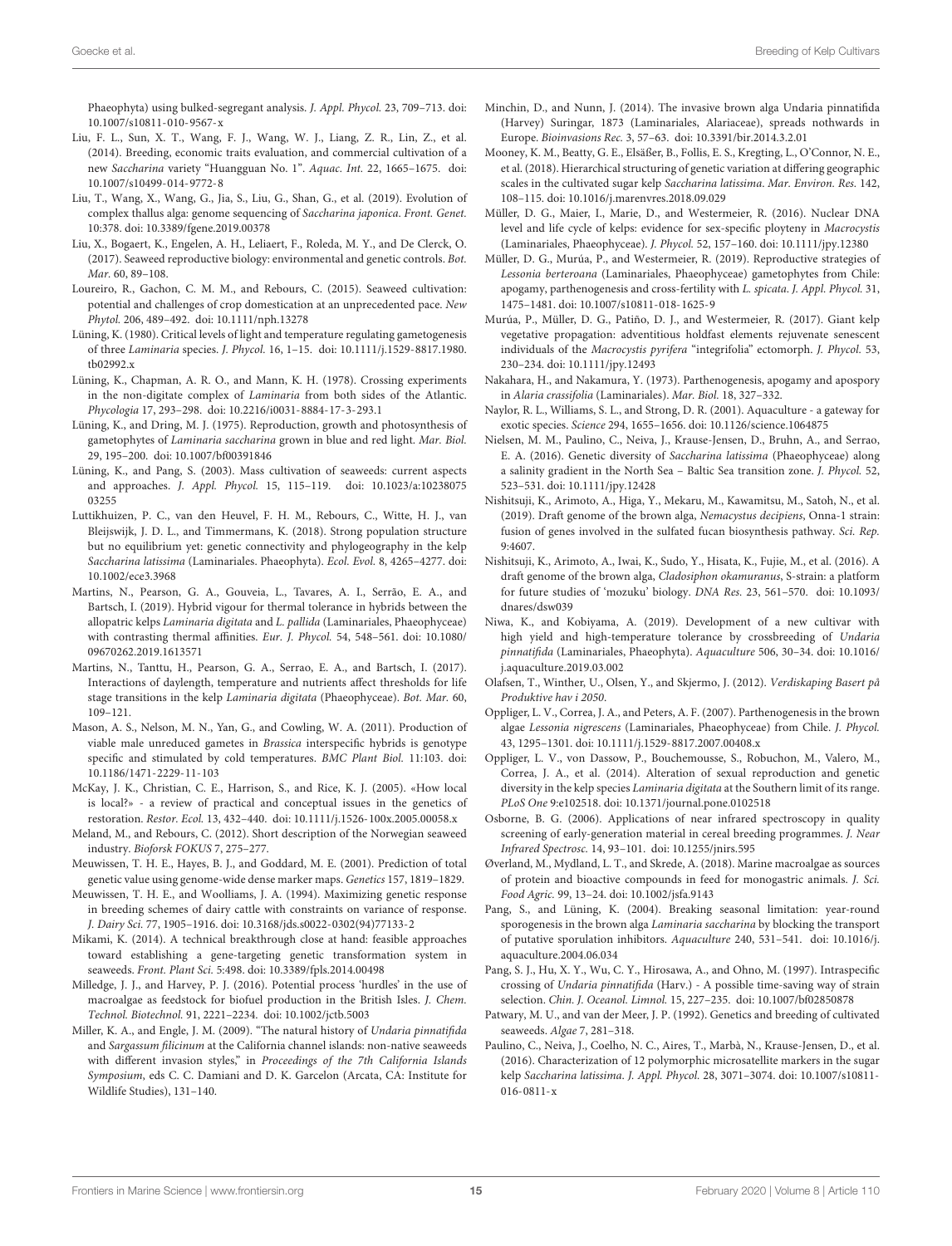Phaeophyta) using bulked-segregant analysis. *J. Appl. Phycol.* 23, 709–713. doi: 10.1007/s10811-010-9567-x

Liu, F. L., Sun, X. T., Wang, F. J., Wang, W. J., Liang, Z. R., Lin, Z., et al. (2014). Breeding, economic traits evaluation, and commercial cultivation of a new *Saccharina* variety "Huangguan No. 1". *Aquac. Int.* 22, 1665–1675. doi: 10.1007/s10499-014-9772-8

Liu, T., Wang, X., Wang, G., Jia, S., Liu, G., Shan, G., et al. (2019). Evolution of complex thallus alga: genome sequencing of *Saccharina japonica*. *Front. Genet.* 10:378. doi: 10.3389/fgene.2019.00378

Liu, X., Bogaert, K., Engelen, A. H., Leliaert, F., Roleda, M. Y., and De Clerck, O. (2017). Seaweed reproductive biology: environmental and genetic controls. *Bot. Mar.* 60, 89–108.

Loureiro, R., Gachon, C. M. M., and Rebours, C. (2015). Seaweed cultivation: potential and challenges of crop domestication at an unprecedented pace. *New Phytol.* 206, 489–492. doi: 10.1111/nph.13278

Lüning, K. (1980). Critical levels of light and temperature regulating gametogenesis of three *Laminaria* species. *J. Phycol.* 16, 1–15. doi: 10.1111/j.1529-8817.1980.tb02992.x

Lüning, K., Chapman, A. R. O., and Mann, K. H. (1978). Crossing experiments in the non-digitate complex of *Laminaria* from both sides of the Atlantic. *Phycologia* 17, 293–298. doi: 10.2216/i0031-8884-17-3-293.1

Lüning, K., and Dring, M. J. (1975). Reproduction, growth and photosynthesis of gametophytes of *Laminaria saccharina* grown in blue and red light. *Mar. Biol.* 29, 195–200. doi: 10.1007/bf00391846

Lüning, K., and Pang, S. (2003). Mass cultivation of seaweeds: current aspects and approaches. *J. Appl. Phycol.* 15, 115–119. doi: 10.1023/a:1023807503255

Luttikhuizen, P. C., van den Heuvel, F. H. M., Rebours, C., Witte, H. J., van Bleijswijk, J. D. L., and Timmermans, K. (2018). Strong population structure but no equilibrium yet: genetic connectivity and phylogeography in the kelp *Saccharina latissima* (Laminariales. Phaeophyta). *Ecol. Evol.* 8, 4265–4277. doi: 10.1002/ece3.3968

Martins, N., Pearson, G. A., Gouveia, L., Tavares, A. I., Serrão, E. A., and Bartsch, I. (2019). Hybrid vigour for thermal tolerance in hybrids between the allopatric kelps *Laminaria digitata* and *L. pallida* (Laminariales, Phaeophyceae) with contrasting thermal affinities. *Eur. J. Phycol.* 54, 548–561. doi: 10.1080/09670262.2019.1613571

Martins, N., Tanttu, H., Pearson, G. A., Serrao, E. A., and Bartsch, I. (2017). Interactions of daylength, temperature and nutrients affect thresholds for life stage transitions in the kelp *Laminaria digitata* (Phaeophyceae). *Bot. Mar.* 60, 109–121.

Mason, A. S., Nelson, M. N., Yan, G., and Cowling, W. A. (2011). Production of viable male unreduced gametes in *Brassica* interspecific hybrids is genotype specific and stimulated by cold temperatures. *BMC Plant Biol.* 11:103. doi: 10.1186/1471-2229-11-103

McKay, J. K., Christian, C. E., Harrison, S., and Rice, K. J. (2005). «How local is local?» - a review of practical and conceptual issues in the genetics of restoration. *Restor. Ecol.* 13, 432–440. doi: 10.1111/j.1526-100x.2005.00058.x

Meland, M., and Rebours, C. (2012). Short description of the Norwegian seaweed industry. *Bioforsk FOKUS* 7, 275–277.

Meuwissen, T. H. E., Hayes, B. J., and Goddard, M. E. (2001). Prediction of total genetic value using genome-wide dense marker maps. *Genetics* 157, 1819–1829.

Meuwissen, T. H. E., and Woolliams, J. A. (1994). Maximizing genetic response in breeding schemes of dairy cattle with constraints on variance of response. *J. Dairy Sci.* 77, 1905–1916. doi: 10.3168/jds.s0022-0302(94)77133-2

Mikami, K. (2014). A technical breakthrough close at hand: feasible approaches toward establishing a gene-targeting genetic transformation system in seaweeds. *Front. Plant Sci.* 5:498. doi: 10.3389/fpls.2014.00498

Milledge, J. J., and Harvey, P. J. (2016). Potential process 'hurdles' in the use of macroalgae as feedstock for biofuel production in the British Isles. *J. Chem. Technol. Biotechnol.* 91, 2221–2234. doi: 10.1002/jctb.5003

Miller, K. A., and Engle, J. M. (2009). "The natural history of *Undaria pinnatifida* and *Sargassum filicinum* at the California channel islands: non-native seaweeds with different invasion styles," in *Proceedings of the 7th California Islands Symposium*, eds C. C. Damiani and D. K. Garcelon (Arcata, CA: Institute for Wildlife Studies), 131–140.

Minchin, D., and Nunn, J. (2014). The invasive brown alga Undaria pinnatifida (Harvey) Suringar, 1873 (Laminariales, Alariaceae), spreads nothwards in Europe. *Bioinvasions Rec.* 3, 57–63. doi: 10.3391/bir.2014.3.2.01

Mooney, K. M., Beatty, G. E., Elsäßer, B., Follis, E. S., Kregting, L., O'Connor, N. E., et al. (2018). Hierarchical structuring of genetic variation at differing geographic scales in the cultivated sugar kelp *Saccharina latissima*. *Mar. Environ. Res.* 142, 108–115. doi: 10.1016/j.marenvres.2018.09.029

Müller, D. G., Maier, I., Marie, D., and Westermeier, R. (2016). Nuclear DNA level and life cycle of kelps: evidence for sex-specific ployteny in *Macrocystis* (Laminariales, Phaeophyceae). *J. Phycol.* 52, 157–160. doi: 10.1111/jpy.12380

Müller, D. G., Murúa, P., and Westermeier, R. (2019). Reproductive strategies of *Lessonia berteroana* (Laminariales, Phaeophyceae) gametophytes from Chile: apogamy, parthenogenesis and cross-fertility with *L. spicata*. *J. Appl. Phycol.* 31, 1475–1481. doi: 10.1007/s10811-018-1625-9

Murúa, P., Müller, D. G., Patiño, D. J., and Westermeier, R. (2017). Giant kelp vegetative propagation: adventitious holdfast elements rejuvenate senescent individuals of the *Macrocystis pyrifera* "integrifolia" ectomorph. *J. Phycol.* 53, 230–234. doi: 10.1111/jpy.12493

Nakahara, H., and Nakamura, Y. (1973). Parthenogenesis, apogamy and apospory in *Alaria crassifolia* (Laminariales). *Mar. Biol.* 18, 327–332.

Naylor, R. L., Williams, S. L., and Strong, D. R. (2001). Aquaculture - a gateway for exotic species. *Science* 294, 1655–1656. doi: 10.1126/science.1064875

Nielsen, M. M., Paulino, C., Neiva, J., Krause-Jensen, D., Bruhn, A., and Serrao, E. A. (2016). Genetic diversity of *Saccharina latissima* (Phaeophyceae) along a salinity gradient in the North Sea – Baltic Sea transition zone. *J. Phycol.* 52, 523–531. doi: 10.1111/jpy.12428

Nishitsuji, K., Arimoto, A., Higa, Y., Mekaru, M., Kawamitsu, M., Satoh, N., et al. (2019). Draft genome of the brown alga, *Nemacystus decipiens*, Onna-1 strain: fusion of genes involved in the sulfated fucan biosynthesis pathway. *Sci. Rep.* 9:4607.

Nishitsuji, K., Arimoto, A., Iwai, K., Sudo, Y., Hisata, K., Fujie, M., et al. (2016). A draft genome of the brown alga, *Cladosiphon okamuranus*, S-strain: a platform for future studies of 'mozuku' biology. *DNA Res.* 23, 561–570. doi: 10.1093/dnares/dsw039

Niwa, K., and Kobiyama, A. (2019). Development of a new cultivar with high yield and high-temperature tolerance by crossbreeding of *Undaria pinnatifida* (Laminariales, Phaeophyta). *Aquaculture* 506, 30–34. doi: 10.1016/j.aquaculture.2019.03.002

Olafsen, T., Winther, U., Olsen, Y., and Skjermo, J. (2012). *Verdiskaping Basert på Produktive hav i 2050*.

Oppliger, L. V., Correa, J. A., and Peters, A. F. (2007). Parthenogenesis in the brown algae *Lessonia nigrescens* (Laminariales, Phaeophyceae) from Chile. *J. Phycol.* 43, 1295–1301. doi: 10.1111/j.1529-8817.2007.00408.x

Oppliger, L. V., von Dassow, P., Bouchemousse, S., Robuchon, M., Valero, M., Correa, J. A., et al. (2014). Alteration of sexual reproduction and genetic diversity in the kelp species *Laminaria digitata* at the Southern limit of its range. *PLoS One* 9:e102518. doi: 10.1371/journal.pone.0102518

Osborne, B. G. (2006). Applications of near infrared spectroscopy in quality screening of early-generation material in cereal breeding programmes. *J. Near Infrared Spectrosc.* 14, 93–101. doi: 10.1255/jnirs.595

Øverland, M., Mydland, L. T., and Skrede, A. (2018). Marine macroalgae as sources of protein and bioactive compounds in feed for monogastric animals. *J. Sci. Food Agric.* 99, 13–24. doi: 10.1002/jsfa.9143

Pang, S., and Lüning, K. (2004). Breaking seasonal limitation: year-round sporogenesis in the brown alga *Laminaria saccharina* by blocking the transport of putative sporulation inhibitors. *Aquaculture* 240, 531–541. doi: 10.1016/j.aquaculture.2004.06.034

Pang, S. J., Hu, X. Y., Wu, C. Y., Hirosawa, A., and Ohno, M. (1997). Intraspecific crossing of *Undaria pinnatifida* (Harv.) - A possible time-saving way of strain selection. *Chin. J. Oceanol. Limnol.* 15, 227–235. doi: 10.1007/bf02850878

Patwary, M. U., and van der Meer, J. P. (1992). Genetics and breeding of cultivated seaweeds. *Algae* 7, 281–318.

Paulino, C., Neiva, J., Coelho, N. C., Aires, T., Marbà, N., Krause-Jensen, D., et al. (2016). Characterization of 12 polymorphic microsatellite markers in the sugar kelp *Saccharina latissima*. *J. Appl. Phycol.* 28, 3071–3074. doi: 10.1007/s10811-016-0811-x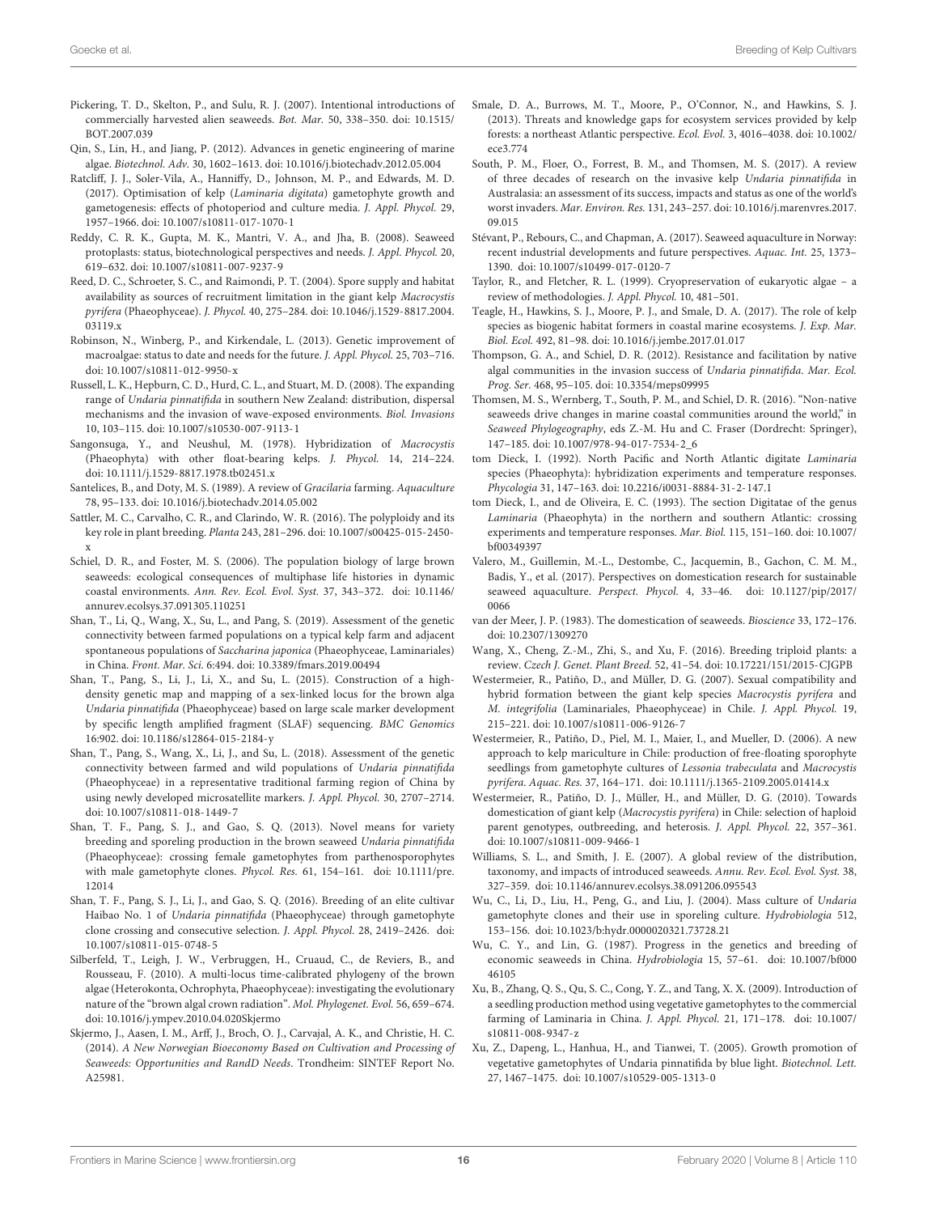Pickering, T. D., Skelton, P., and Sulu, R. J. (2007). Intentional introductions of commercially harvested alien seaweeds. *Bot. Mar.* 50, 338–350. doi: 10.1515/BOT.2007.039

Qin, S., Lin, H., and Jiang, P. (2012). Advances in genetic engineering of marine algae. *Biotechnol. Adv.* 30, 1602–1613. doi: 10.1016/j.biotechadv.2012.05.004

Ratcliff, J. J., Soler-Vila, A., Hanniffy, D., Johnson, M. P., and Edwards, M. D. (2017). Optimisation of kelp (*Laminaria digitata*) gametophyte growth and gametogenesis: effects of photoperiod and culture media. *J. Appl. Phycol.* 29, 1957–1966. doi: 10.1007/s10811-017-1070-1

Reddy, C. R. K., Gupta, M. K., Mantri, V. A., and Jha, B. (2008). Seaweed protoplasts: status, biotechnological perspectives and needs. *J. Appl. Phycol.* 20, 619–632. doi: 10.1007/s10811-007-9237-9

Reed, D. C., Schroeter, S. C., and Raimondi, P. T. (2004). Spore supply and habitat availability as sources of recruitment limitation in the giant kelp *Macrocystis pyrifera* (Phaeophyceae). *J. Phycol.* 40, 275–284. doi: 10.1046/j.1529-8817.2004.03119.x

Robinson, N., Winberg, P., and Kirkendale, L. (2013). Genetic improvement of macroalgae: status to date and needs for the future. *J. Appl. Phycol.* 25, 703–716. doi: 10.1007/s10811-012-9950-x

Russell, L. K., Hepburn, C. D., Hurd, C. L., and Stuart, M. D. (2008). The expanding range of *Undaria pinnatifida* in southern New Zealand: distribution, dispersal mechanisms and the invasion of wave-exposed environments. *Biol. Invasions* 10, 103–115. doi: 10.1007/s10530-007-9113-1

Sangonsuga, Y., and Neushul, M. (1978). Hybridization of *Macrocystis* (Phaeophyta) with other float-bearing kelps. *J. Phycol.* 14, 214–224. doi: 10.1111/j.1529-8817.1978.tb02451.x

Santelices, B., and Doty, M. S. (1989). A review of *Gracilaria* farming. *Aquaculture* 78, 95–133. doi: 10.1016/j.biotechadv.2014.05.002

Sattler, M. C., Carvalho, C. R., and Clarindo, W. R. (2016). The polyploidy and its key role in plant breeding. *Planta* 243, 281–296. doi: 10.1007/s00425-015-2450-x

Schiel, D. R., and Foster, M. S. (2006). The population biology of large brown seaweeds: ecological consequences of multiphase life histories in dynamic coastal environments. *Ann. Rev. Ecol. Evol. Syst.* 37, 343–372. doi: 10.1146/annurev.ecolsys.37.091305.110251

Shan, T., Li, Q., Wang, X., Su, L., and Pang, S. (2019). Assessment of the genetic connectivity between farmed populations on a typical kelp farm and adjacent spontaneous populations of *Saccharina japonica* (Phaeophyceae, Laminariales) in China. *Front. Mar. Sci.* 6:494. doi: 10.3389/fmars.2019.00494

Shan, T., Pang, S., Li, J., Li, X., and Su, L. (2015). Construction of a high-density genetic map and mapping of a sex-linked locus for the brown alga *Undaria pinnatifida* (Phaeophyceae) based on large scale marker development by specific length amplified fragment (SLAF) sequencing. *BMC Genomics* 16:902. doi: 10.1186/s12864-015-2184-y

Shan, T., Pang, S., Wang, X., Li, J., and Su, L. (2018). Assessment of the genetic connectivity between farmed and wild populations of *Undaria pinnatifida* (Phaeophyceae) in a representative traditional farming region of China by using newly developed microsatellite markers. *J. Appl. Phycol.* 30, 2707–2714. doi: 10.1007/s10811-018-1449-7

Shan, T. F., Pang, S. J., and Gao, S. Q. (2013). Novel means for variety breeding and sporeling production in the brown seaweed *Undaria pinnatifida* (Phaeophyceae): crossing female gametophytes from parthenosporophytes with male gametophyte clones. *Phycol. Res.* 61, 154–161. doi: 10.1111/pre.12014

Shan, T. F., Pang, S. J., Li, J., and Gao, S. Q. (2016). Breeding of an elite cultivar Haibao No. 1 of *Undaria pinnatifida* (Phaeophyceae) through gametophyte clone crossing and consecutive selection. *J. Appl. Phycol.* 28, 2419–2426. doi: 10.1007/s10811-015-0748-5

Silberfeld, T., Leigh, J. W., Verbruggen, H., Cruaud, C., de Reviers, B., and Rousseau, F. (2010). A multi-locus time-calibrated phylogeny of the brown algae (Heterokonta, Ochrophyta, Phaeophyceae): investigating the evolutionary nature of the "brown algal crown radiation". *Mol. Phylogenet. Evol.* 56, 659–674. doi: 10.1016/j.ympev.2010.04.020Skjermo

Skjermo, J., Aasen, I. M., Arff, J., Broch, O. J., Carvajal, A. K., and Christie, H. C. (2014). *A New Norwegian Bioeconomy Based on Cultivation and Processing of Seaweeds: Opportunities and RandD Needs*. Trondheim: SINTEF Report No. A25981.

Smale, D. A., Burrows, M. T., Moore, P., O'Connor, N., and Hawkins, S. J. (2013). Threats and knowledge gaps for ecosystem services provided by kelp forests: a northeast Atlantic perspective. *Ecol. Evol.* 3, 4016–4038. doi: 10.1002/ece3.774

South, P. M., Floer, O., Forrest, B. M., and Thomsen, M. S. (2017). A review of three decades of research on the invasive kelp *Undaria pinnatifida* in Australasia: an assessment of its success, impacts and status as one of the world's worst invaders. *Mar. Environ. Res.* 131, 243–257. doi: 10.1016/j.marenvres.2017.09.015

Stévant, P., Rebours, C., and Chapman, A. (2017). Seaweed aquaculture in Norway: recent industrial developments and future perspectives. *Aquac. Int.* 25, 1373–1390. doi: 10.1007/s10499-017-0120-7

Taylor, R., and Fletcher, R. L. (1999). Cryopreservation of eukaryotic algae – a review of methodologies. *J. Appl. Phycol.* 10, 481–501.

Teagle, H., Hawkins, S. J., Moore, P. J., and Smale, D. A. (2017). The role of kelp species as biogenic habitat formers in coastal marine ecosystems. *J. Exp. Mar. Biol. Ecol.* 492, 81–98. doi: 10.1016/j.jembe.2017.01.017

Thompson, G. A., and Schiel, D. R. (2012). Resistance and facilitation by native algal communities in the invasion success of *Undaria pinnatifida*. *Mar. Ecol. Prog. Ser.* 468, 95–105. doi: 10.3354/meps09995

Thomsen, M. S., Wernberg, T., South, P. M., and Schiel, D. R. (2016). "Non-native seaweeds drive changes in marine coastal communities around the world," in *Seaweed Phylogeography*, eds Z.-M. Hu and C. Fraser (Dordrecht: Springer), 147–185. doi: 10.1007/978-94-017-7534-2_6

tom Dieck, I. (1992). North Pacific and North Atlantic digitate *Laminaria* species (Phaeophyta): hybridization experiments and temperature responses. *Phycologia* 31, 147–163. doi: 10.2216/i0031-8884-31-2-147.1

tom Dieck, I., and de Oliveira, E. C. (1993). The section Digitatae of the genus *Laminaria* (Phaeophyta) in the northern and southern Atlantic: crossing experiments and temperature responses. *Mar. Biol.* 115, 151–160. doi: 10.1007/bf00349397

Valero, M., Guillemin, M.-L., Destombe, C., Jacquemin, B., Gachon, C. M. M., Badis, Y., et al. (2017). Perspectives on domestication research for sustainable seaweed aquaculture. *Perspect. Phycol.* 4, 33–46. doi: 10.1127/pip/2017/0066

van der Meer, J. P. (1983). The domestication of seaweeds. *Bioscience* 33, 172–176. doi: 10.2307/1309270

Wang, X., Cheng, Z.-M., Zhi, S., and Xu, F. (2016). Breeding triploid plants: a review. *Czech J. Genet. Plant Breed.* 52, 41–54. doi: 10.17221/151/2015-CJGPB

Westermeier, R., Patiño, D., and Müller, D. G. (2007). Sexual compatibility and hybrid formation between the giant kelp species *Macrocystis pyrifera* and *M. integrifolia* (Laminariales, Phaeophyceae) in Chile. *J. Appl. Phycol.* 19, 215–221. doi: 10.1007/s10811-006-9126-7

Westermeier, R., Patiño, D., Piel, M. I., Maier, I., and Mueller, D. (2006). A new approach to kelp mariculture in Chile: production of free-floating sporophyte seedlings from gametophyte cultures of *Lessonia trabeculata* and *Macrocystis pyrifera*. *Aquac. Res.* 37, 164–171. doi: 10.1111/j.1365-2109.2005.01414.x

Westermeier, R., Patiño, D. J., Müller, H., and Müller, D. G. (2010). Towards domestication of giant kelp (*Macrocystis pyrifera*) in Chile: selection of haploid parent genotypes, outbreeding, and heterosis. *J. Appl. Phycol.* 22, 357–361. doi: 10.1007/s10811-009-9466-1

Williams, S. L., and Smith, J. E. (2007). A global review of the distribution, taxonomy, and impacts of introduced seaweeds. *Annu. Rev. Ecol. Evol. Syst.* 38, 327–359. doi: 10.1146/annurev.ecolsys.38.091206.095543

Wu, C., Li, D., Liu, H., Peng, G., and Liu, J. (2004). Mass culture of *Undaria* gametophyte clones and their use in sporeling culture. *Hydrobiologia* 512, 153–156. doi: 10.1023/b:hydr.0000020321.73728.21

Wu, C. Y., and Lin, G. (1987). Progress in the genetics and breeding of economic seaweeds in China. *Hydrobiologia* 15, 57–61. doi: 10.1007/bf00046105

Xu, B., Zhang, Q. S., Qu, S. C., Cong, Y. Z., and Tang, X. X. (2009). Introduction of a seedling production method using vegetative gametophytes to the commercial farming of Laminaria in China. *J. Appl. Phycol.* 21, 171–178. doi: 10.1007/s10811-008-9347-z

Xu, Z., Dapeng, L., Hanhua, H., and Tianwei, T. (2005). Growth promotion of vegetative gametophytes of Undaria pinnatifida by blue light. *Biotechnol. Lett.* 27, 1467–1475. doi: 10.1007/s10529-005-1313-0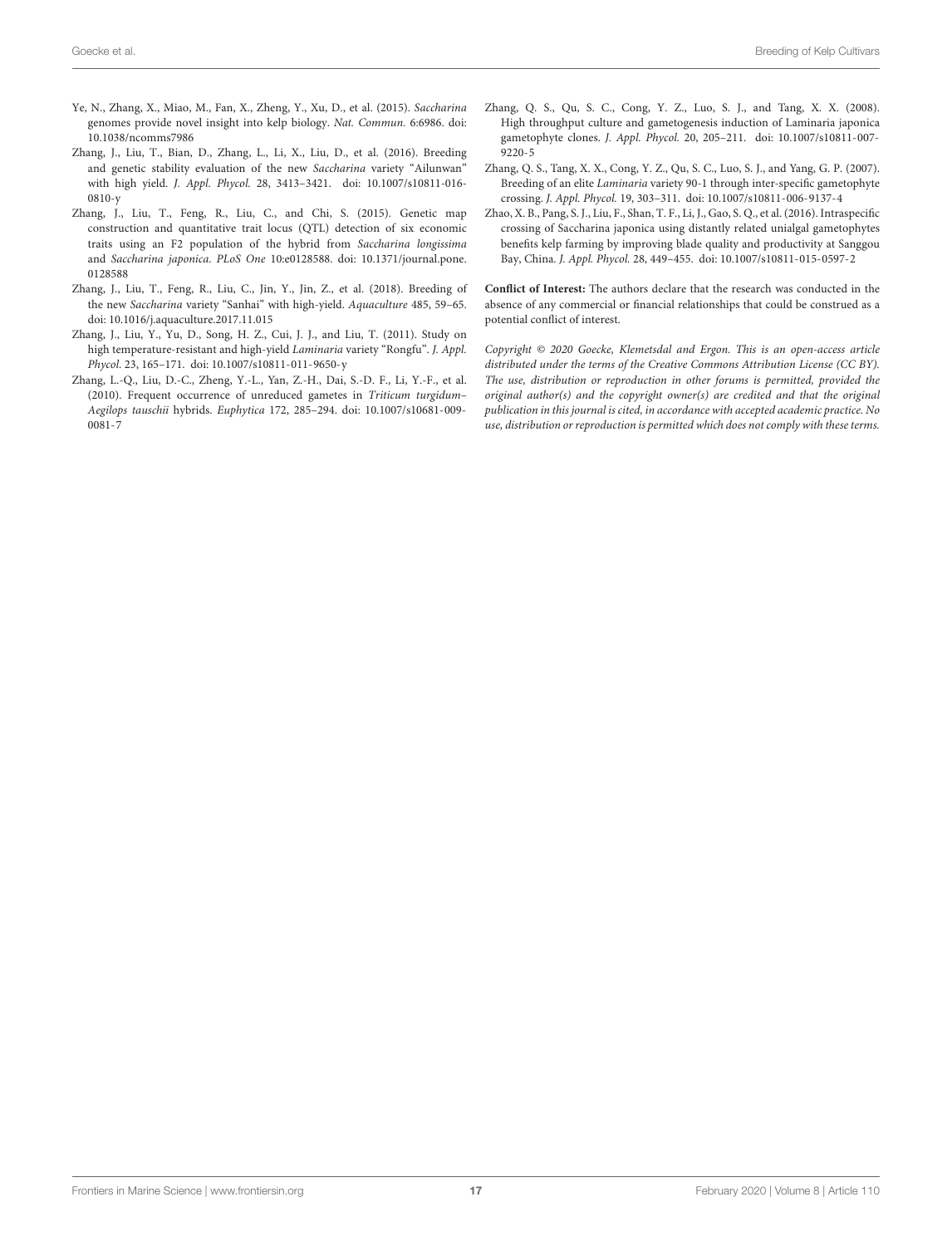Ye, N., Zhang, X., Miao, M., Fan, X., Zheng, Y., Xu, D., et al. (2015). *Saccharina* genomes provide novel insight into kelp biology. *Nat. Commun.* 6:6986. doi: 10.1038/ncomms7986

Zhang, J., Liu, T., Bian, D., Zhang, L., Li, X., Liu, D., et al. (2016). Breeding and genetic stability evaluation of the new *Saccharina* variety "Ailunwan" with high yield. *J. Appl. Phycol.* 28, 3413–3421. doi: 10.1007/s10811-016-0810-y

Zhang, J., Liu, T., Feng, R., Liu, C., and Chi, S. (2015). Genetic map construction and quantitative trait locus (QTL) detection of six economic traits using an F2 population of the hybrid from *Saccharina longissima* and *Saccharina japonica*. *PLoS One* 10:e0128588. doi: 10.1371/journal.pone.0128588

Zhang, J., Liu, T., Feng, R., Liu, C., Jin, Y., Jin, Z., et al. (2018). Breeding of the new *Saccharina* variety "Sanhai" with high-yield. *Aquaculture* 485, 59–65. doi: 10.1016/j.aquaculture.2017.11.015

Zhang, J., Liu, Y., Yu, D., Song, H. Z., Cui, J. J., and Liu, T. (2011). Study on high temperature-resistant and high-yield *Laminaria* variety "Rongfu". *J. Appl. Phycol.* 23, 165–171. doi: 10.1007/s10811-011-9650-y

Zhang, L.-Q., Liu, D.-C., Zheng, Y.-L., Yan, Z.-H., Dai, S.-D. F., Li, Y.-F., et al. (2010). Frequent occurrence of unreduced gametes in *Triticum turgidum–Aegilops tauschii* hybrids. *Euphytica* 172, 285–294. doi: 10.1007/s10681-009-0081-7

Zhang, Q. S., Qu, S. C., Cong, Y. Z., Luo, S. J., and Tang, X. X. (2008). High throughput culture and gametogenesis induction of Laminaria japonica gametophyte clones. *J. Appl. Phycol.* 20, 205–211. doi: 10.1007/s10811-007-9220-5

Zhang, Q. S., Tang, X. X., Cong, Y. Z., Qu, S. C., Luo, S. J., and Yang, G. P. (2007). Breeding of an elite *Laminaria* variety 90-1 through inter-specific gametophyte crossing. *J. Appl. Phycol.* 19, 303–311. doi: 10.1007/s10811-006-9137-4

Zhao, X. B., Pang, S. J., Liu, F., Shan, T. F., Li, J., Gao, S. Q., et al. (2016). Intraspecific crossing of Saccharina japonica using distantly related unialgal gametophytes benefits kelp farming by improving blade quality and productivity at Sanggou Bay, China. *J. Appl. Phycol.* 28, 449–455. doi: 10.1007/s10811-015-0597-2

**Conflict of Interest:** The authors declare that the research was conducted in the absence of any commercial or financial relationships that could be construed as a potential conflict of interest.

*Copyright © 2020 Goecke, Klemetsdal and Ergon. This is an open-access article distributed under the terms of the Creative Commons Attribution License (CC BY). The use, distribution or reproduction in other forums is permitted, provided the original author(s) and the copyright owner(s) are credited and that the original publication in this journal is cited, in accordance with accepted academic practice. No use, distribution or reproduction is permitted which does not comply with these terms.*